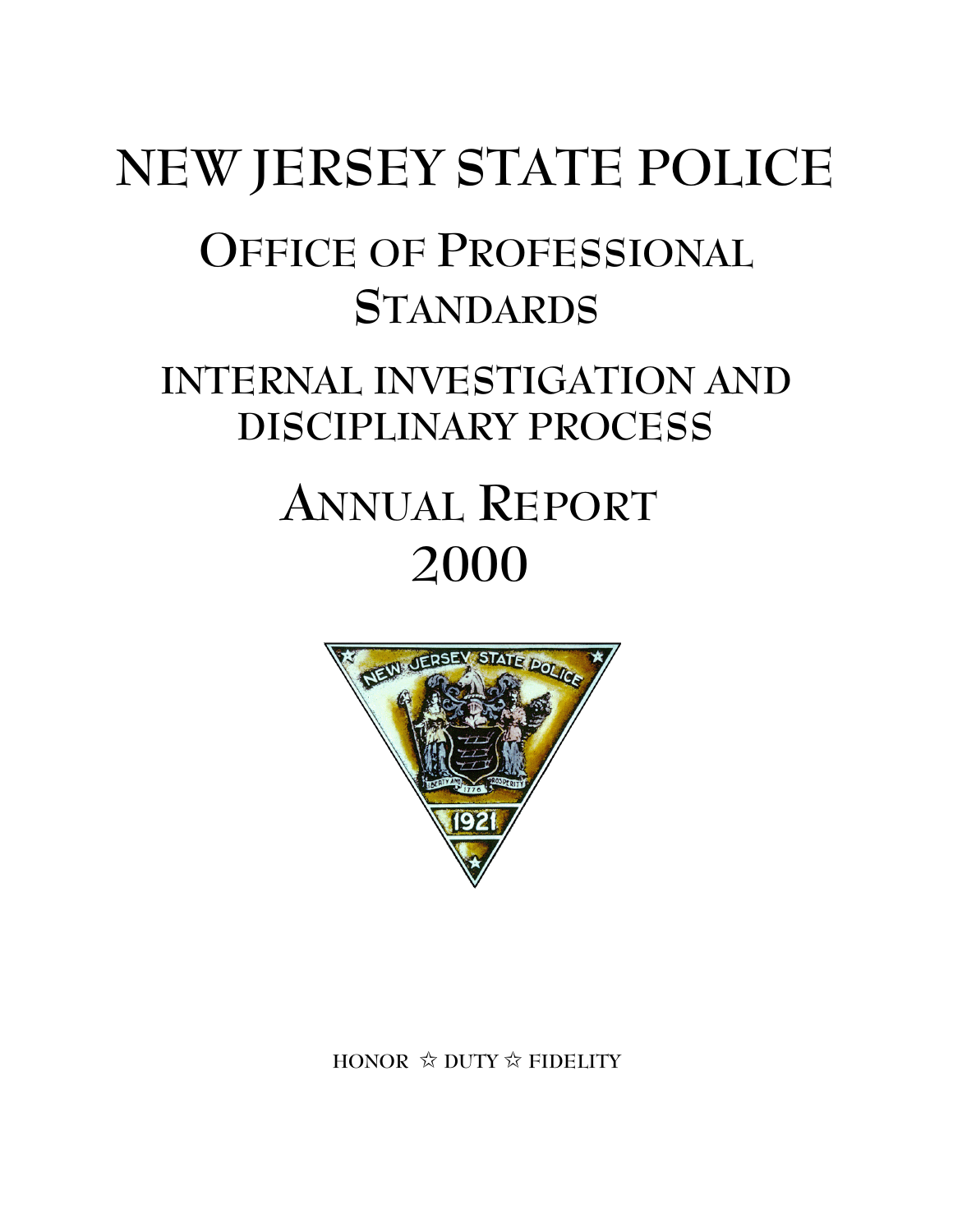# NEW JERSEY STATE POLICE

## OFFICE OF PROFESSIONAL STANDARDS

## INTERNAL INVESTIGATION AND DISCIPLINARY PROCESS

## ANNUAL REPORT 2000

HONOR ☆ DUTY ☆ FIDELITY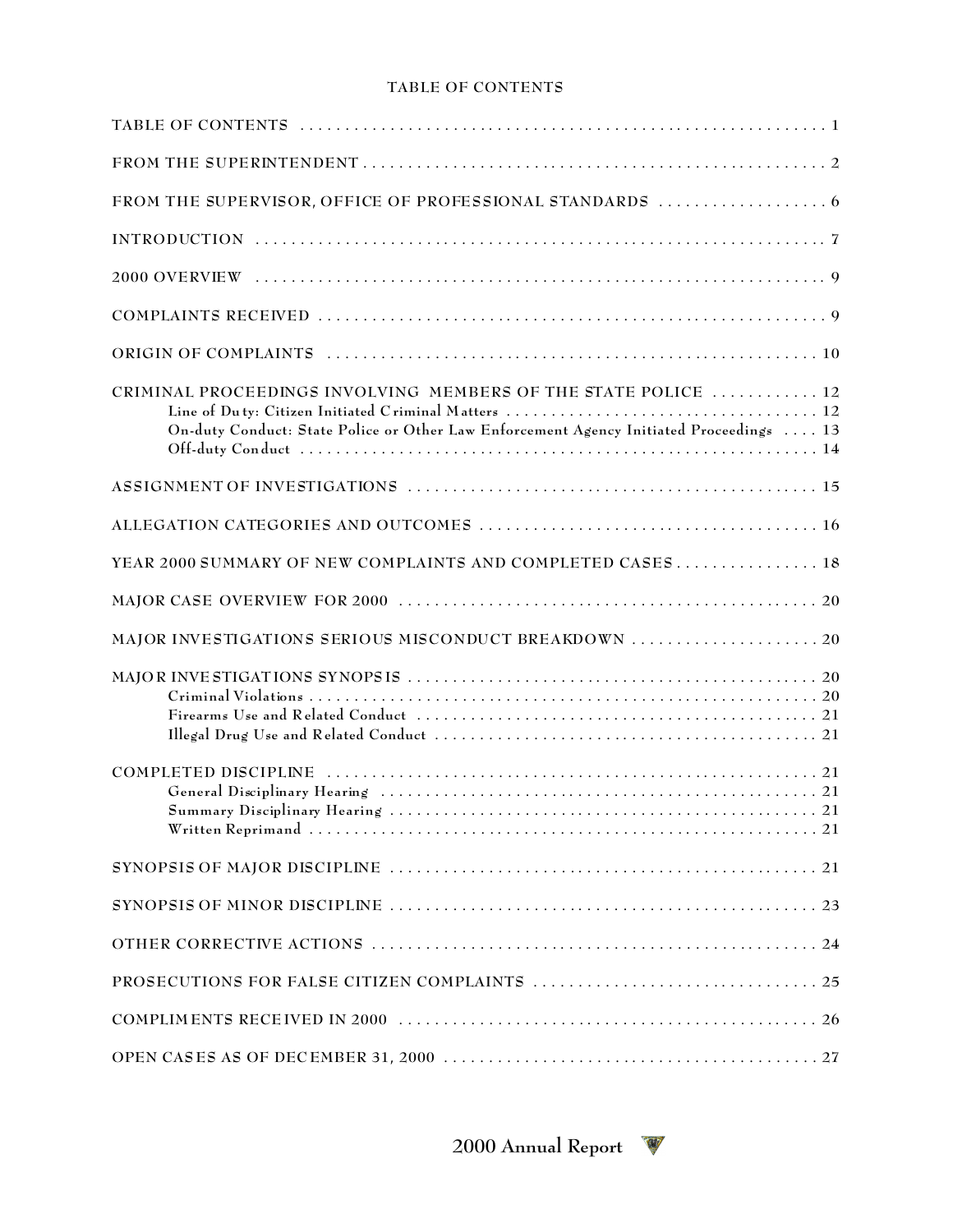# TABLE OF CONTENTS

TABLE OF CONTENTS . . . . . . . . . . . . . . . . . . . . . . . . . . . . . . . . . . . . . . . . . . . . . . . . . . . . . . . . . . . . 1

FROM THE SUPERINTENDENT . . . . . . . . . . . . . . . . . . . . . . . . . . . . . . . . . . . . . . . . . . . . . . . . . . . . 2

FROM THE SUPERVISOR, OFFICE OF PROFESSIONAL STANDARDS . . . . . . . . . . . . . . . . . . . 6

INTRODUCTION . . . . . . . . . . . . . . . . . . . . . . . . . . . . . . . . . . . . . . . . . . . . . . . . . . . . . . . . . . . . . . . 7

2000 OVERVIEW . . . . . . . . . . . . . . . . . . . . . . . . . . . . . . . . . . . . . . . . . . . . . . . . . . . . . . . . . . . . . . . 9

COMPLAINTS RECEIVED . . . . . . . . . . . . . . . . . . . . . . . . . . . . . . . . . . . . . . . . . . . . . . . . . . . . . . . . 9

ORIGIN OF COMPLAINTS . . . . . . . . . . . . . . . . . . . . . . . . . . . . . . . . . . . . . . . . . . . . . . . . . . . . . . 10

CRIMINAL PROCEEDINGS INVOLVING MEMBERS OF THE STATE POLICE . . . . . . . . . . . . 12
- Line of Duty: Citizen Initiated Criminal Matters . . . . . . . . . . . . . . . . . . . . . . . . . . . . . . . . . . . 12
- On-duty Conduct: State Police or Other Law Enforcement Agency Initiated Proceedings . . . . 13
- Off-duty Conduct . . . . . . . . . . . . . . . . . . . . . . . . . . . . . . . . . . . . . . . . . . . . . . . . . . . . . . . . . . 14

ASSIGNMENT OF INVESTIGATIONS . . . . . . . . . . . . . . . . . . . . . . . . . . . . . . . . . . . . . . . . . . . . . 15

ALLEGATION CATEGORIES AND OUTCOMES . . . . . . . . . . . . . . . . . . . . . . . . . . . . . . . . . . . . . 16

YEAR 2000 SUMMARY OF NEW COMPLAINTS AND COMPLETED CASES . . . . . . . . . . . . . . . . 18

MAJOR CASE OVERVIEW FOR 2000 . . . . . . . . . . . . . . . . . . . . . . . . . . . . . . . . . . . . . . . . . . . . . . 20

MAJOR INVESTIGATIONS SERIOUS MISCONDUCT BREAKDOWN . . . . . . . . . . . . . . . . . . . . . 20

MAJOR INVESTIGATIONS SYNOPSIS . . . . . . . . . . . . . . . . . . . . . . . . . . . . . . . . . . . . . . . . . . . . . 20
- Criminal Violations . . . . . . . . . . . . . . . . . . . . . . . . . . . . . . . . . . . . . . . . . . . . . . . . . . . . . . . . . 20
- Firearms Use and Related Conduct . . . . . . . . . . . . . . . . . . . . . . . . . . . . . . . . . . . . . . . . . . . . . 21
- Illegal Drug Use and Related Conduct . . . . . . . . . . . . . . . . . . . . . . . . . . . . . . . . . . . . . . . . . . . 21

COMPLETED DISCIPLINE . . . . . . . . . . . . . . . . . . . . . . . . . . . . . . . . . . . . . . . . . . . . . . . . . . . . . . 21
- General Disciplinary Hearing . . . . . . . . . . . . . . . . . . . . . . . . . . . . . . . . . . . . . . . . . . . . . . . . . 21
- Summary Disciplinary Hearing . . . . . . . . . . . . . . . . . . . . . . . . . . . . . . . . . . . . . . . . . . . . . . . . 21
- Written Reprimand . . . . . . . . . . . . . . . . . . . . . . . . . . . . . . . . . . . . . . . . . . . . . . . . . . . . . . . . . 21

SYNOPSIS OF MAJOR DISCIPLINE . . . . . . . . . . . . . . . . . . . . . . . . . . . . . . . . . . . . . . . . . . . . . . . 21

SYNOPSIS OF MINOR DISCIPLINE . . . . . . . . . . . . . . . . . . . . . . . . . . . . . . . . . . . . . . . . . . . . . . . 23

OTHER CORRECTIVE ACTIONS . . . . . . . . . . . . . . . . . . . . . . . . . . . . . . . . . . . . . . . . . . . . . . . . . . 24

PROSECUTIONS FOR FALSE CITIZEN COMPLAINTS . . . . . . . . . . . . . . . . . . . . . . . . . . . . . . . . 25

COMPLIMENTS RECEIVED IN 2000 . . . . . . . . . . . . . . . . . . . . . . . . . . . . . . . . . . . . . . . . . . . . . . . 26

OPEN CASES AS OF DECEMBER 31, 2000 . . . . . . . . . . . . . . . . . . . . . . . . . . . . . . . . . . . . . . . . . . 27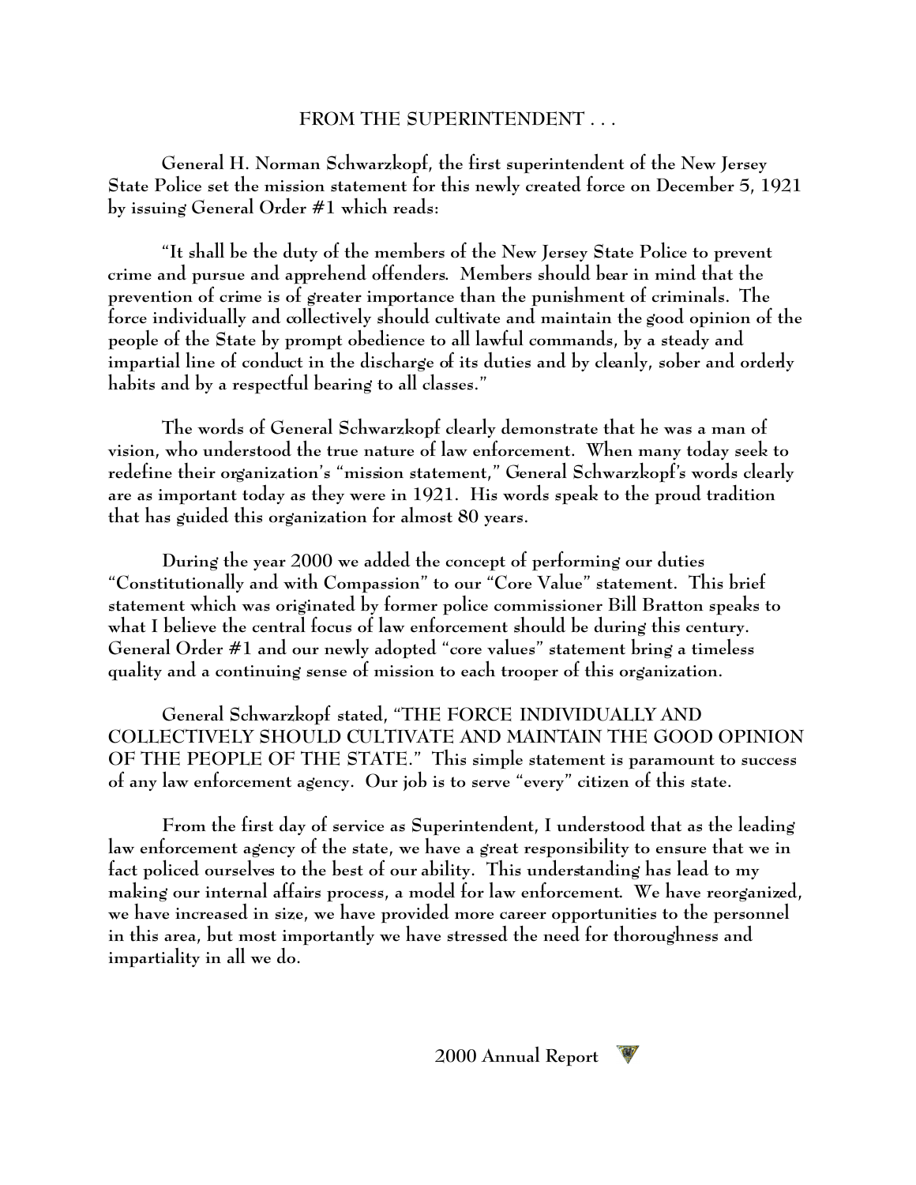## FROM THE SUPERINTENDENT . . .

General H. Norman Schwarzkopf, the first superintendent of the New Jersey State Police set the mission statement for this newly created force on December 5, 1921 by issuing General Order #1 which reads:

"It shall be the duty of the members of the New Jersey State Police to prevent crime and pursue and apprehend offenders. Members should bear in mind that the prevention of crime is of greater importance than the punishment of criminals. The force individually and collectively should cultivate and maintain the good opinion of the people of the State by prompt obedience to all lawful commands, by a steady and impartial line of conduct in the discharge of its duties and by cleanly, sober and orderly habits and by a respectful bearing to all classes."

The words of General Schwarzkopf clearly demonstrate that he was a man of vision, who understood the true nature of law enforcement. When many today seek to redefine their organization's "mission statement," General Schwarzkopf's words clearly are as important today as they were in 1921. His words speak to the proud tradition that has guided this organization for almost 80 years.

During the year 2000 we added the concept of performing our duties "Constitutionally and with Compassion" to our "Core Value" statement. This brief statement which was originated by former police commissioner Bill Bratton speaks to what I believe the central focus of law enforcement should be during this century. General Order #1 and our newly adopted "core values" statement bring a timeless quality and a continuing sense of mission to each trooper of this organization.

General Schwarzkopf stated, "THE FORCE INDIVIDUALLY AND COLLECTIVELY SHOULD CULTIVATE AND MAINTAIN THE GOOD OPINION OF THE PEOPLE OF THE STATE." This simple statement is paramount to success of any law enforcement agency. Our job is to serve "every" citizen of this state.

From the first day of service as Superintendent, I understood that as the leading law enforcement agency of the state, we have a great responsibility to ensure that we in fact policed ourselves to the best of our ability. This understanding has lead to my making our internal affairs process, a model for law enforcement. We have reorganized, we have increased in size, we have provided more career opportunities to the personnel in this area, but most importantly we have stressed the need for thoroughness and impartiality in all we do.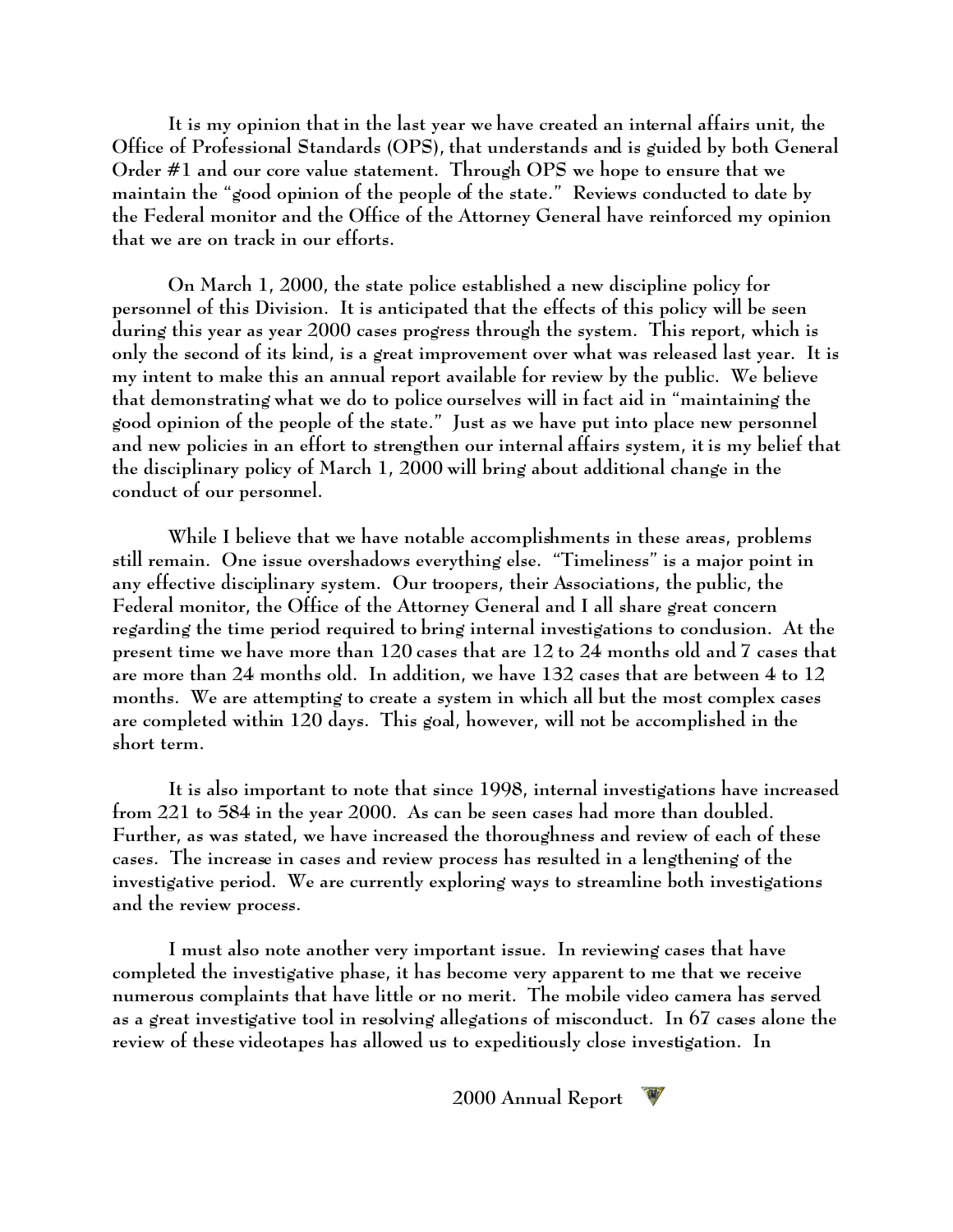It is my opinion that in the last year we have created an internal affairs unit, the Office of Professional Standards (OPS), that understands and is guided by both General Order #1 and our core value statement. Through OPS we hope to ensure that we maintain the "good opinion of the people of the state." Reviews conducted to date by the Federal monitor and the Office of the Attorney General have reinforced my opinion that we are on track in our efforts.

On March 1, 2000, the state police established a new discipline policy for personnel of this Division. It is anticipated that the effects of this policy will be seen during this year as year 2000 cases progress through the system. This report, which is only the second of its kind, is a great improvement over what was released last year. It is my intent to make this an annual report available for review by the public. We believe that demonstrating what we do to police ourselves will in fact aid in "maintaining the good opinion of the people of the state." Just as we have put into place new personnel and new policies in an effort to strengthen our internal affairs system, it is my belief that the disciplinary policy of March 1, 2000 will bring about additional change in the conduct of our personnel.

While I believe that we have notable accomplishments in these areas, problems still remain. One issue overshadows everything else. "Timeliness" is a major point in any effective disciplinary system. Our troopers, their Associations, the public, the Federal monitor, the Office of the Attorney General and I all share great concern regarding the time period required to bring internal investigations to conclusion. At the present time we have more than 120 cases that are 12 to 24 months old and 7 cases that are more than 24 months old. In addition, we have 132 cases that are between 4 to 12 months. We are attempting to create a system in which all but the most complex cases are completed within 120 days. This goal, however, will not be accomplished in the short term.

It is also important to note that since 1998, internal investigations have increased from 221 to 584 in the year 2000. As can be seen cases had more than doubled. Further, as was stated, we have increased the thoroughness and review of each of these cases. The increase in cases and review process has resulted in a lengthening of the investigative period. We are currently exploring ways to streamline both investigations and the review process.

I must also note another very important issue. In reviewing cases that have completed the investigative phase, it has become very apparent to me that we receive numerous complaints that have little or no merit. The mobile video camera has served as a great investigative tool in resolving allegations of misconduct. In 67 cases alone the review of these videotapes has allowed us to expeditiously close investigation. In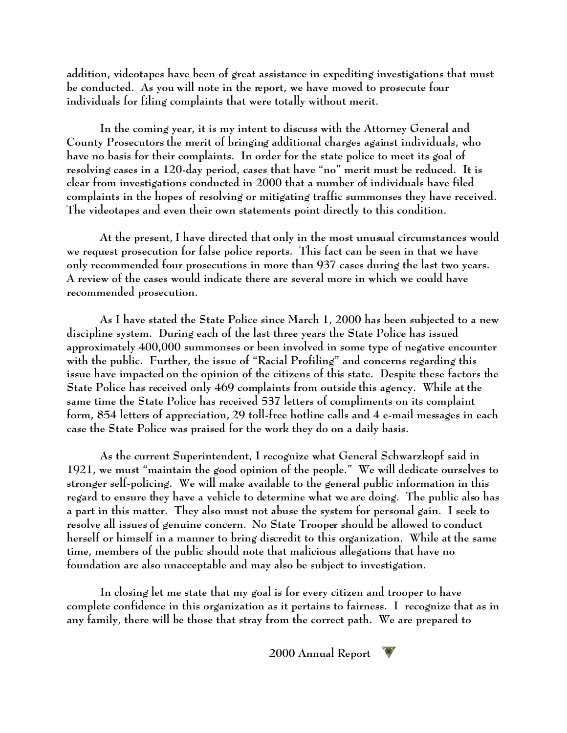addition, videotapes have been of great assistance in expediting investigations that must be conducted. As you will note in the report, we have moved to prosecute four individuals for filing complaints that were totally without merit.

In the coming year, it is my intent to discuss with the Attorney General and County Prosecutors the merit of bringing additional charges against individuals, who have no basis for their complaints. In order for the state police to meet its goal of resolving cases in a 120-day period, cases that have "no" merit must be reduced. It is clear from investigations conducted in 2000 that a number of individuals have filed complaints in the hopes of resolving or mitigating traffic summonses they have received. The videotapes and even their own statements point directly to this condition.

At the present, I have directed that only in the most unusual circumstances would we request prosecution for false police reports. This fact can be seen in that we have only recommended four prosecutions in more than 937 cases during the last two years. A review of the cases would indicate there are several more in which we could have recommended prosecution.

As I have stated the State Police since March 1, 2000 has been subjected to a new discipline system. During each of the last three years the State Police has issued approximately 400,000 summonses or been involved in some type of negative encounter with the public. Further, the issue of "Racial Profiling" and concerns regarding this issue have impacted on the opinion of the citizens of this state. Despite these factors the State Police has received only 469 complaints from outside this agency. While at the same time the State Police has received 537 letters of compliments on its complaint form, 854 letters of appreciation, 29 toll-free hotline calls and 4 e-mail messages in each case the State Police was praised for the work they do on a daily basis.

As the current Superintendent, I recognize what General Schwarzkopf said in 1921, we must "maintain the good opinion of the people." We will dedicate ourselves to stronger self-policing. We will make available to the general public information in this regard to ensure they have a vehicle to determine what we are doing. The public also has a part in this matter. They also must not abuse the system for personal gain. I seek to resolve all issues of genuine concern. No State Trooper should be allowed to conduct herself or himself in a manner to bring discredit to this organization. While at the same time, members of the public should note that malicious allegations that have no foundation are also unacceptable and may also be subject to investigation.

In closing let me state that my goal is for every citizen and trooper to have complete confidence in this organization as it pertains to fairness. I recognize that as in any family, there will be those that stray from the correct path. We are prepared to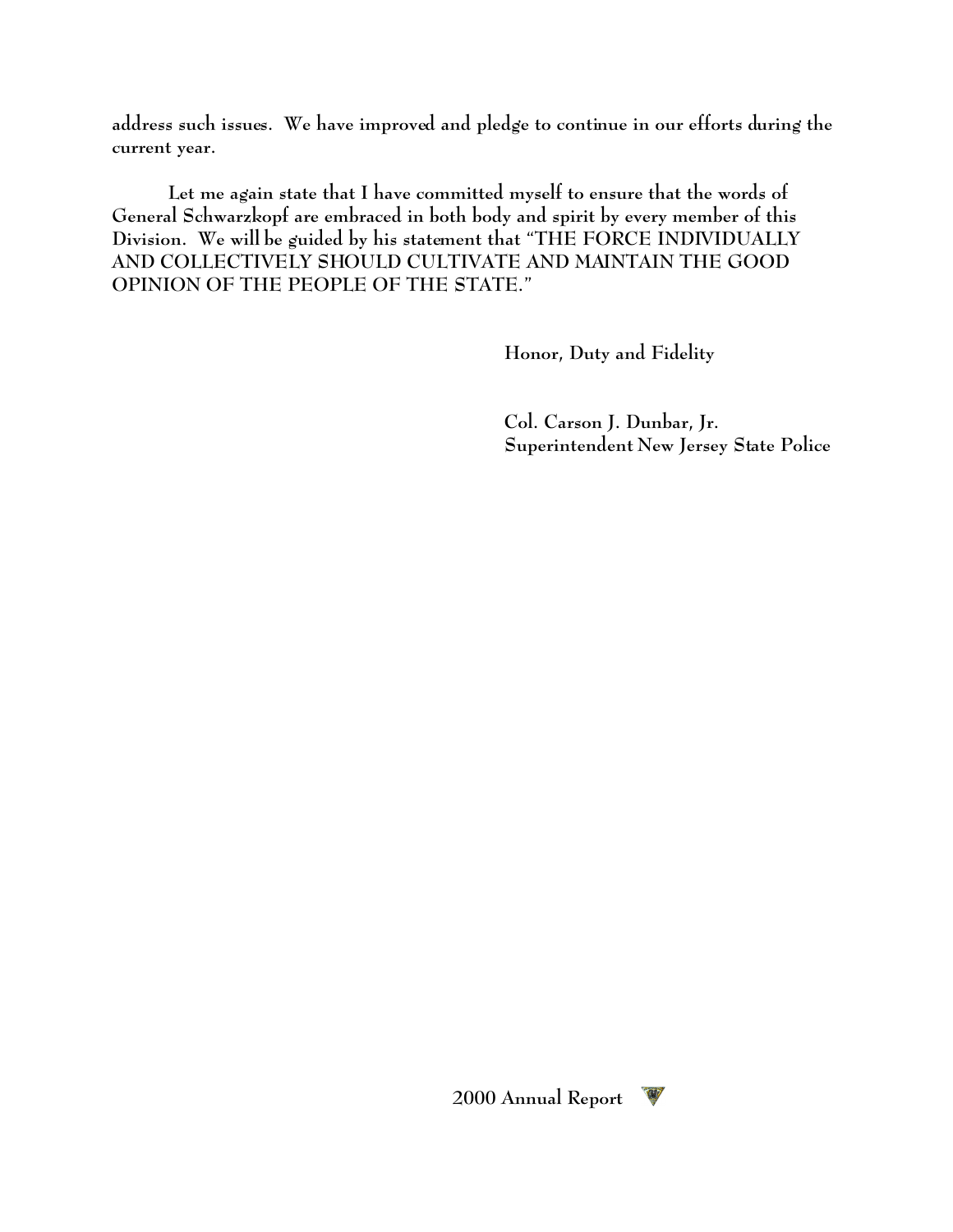address such issues. We have improved and pledge to continue in our efforts during the current year.

Let me again state that I have committed myself to ensure that the words of General Schwarzkopf are embraced in both body and spirit by every member of this Division. We will be guided by his statement that "THE FORCE INDIVIDUALLY AND COLLECTIVELY SHOULD CULTIVATE AND MAINTAIN THE GOOD OPINION OF THE PEOPLE OF THE STATE."

Honor, Duty and Fidelity

Col. Carson J. Dunbar, Jr.
Superintendent New Jersey State Police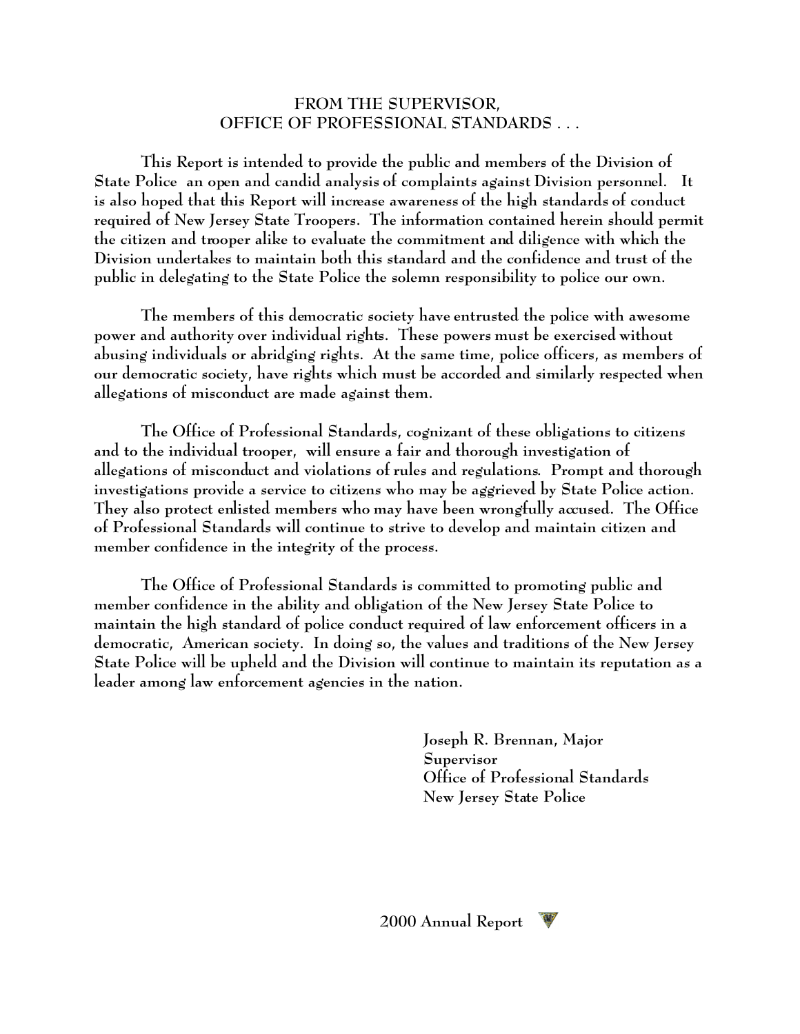## FROM THE SUPERVISOR, OFFICE OF PROFESSIONAL STANDARDS . . .

This Report is intended to provide the public and members of the Division of State Police an open and candid analysis of complaints against Division personnel. It is also hoped that this Report will increase awareness of the high standards of conduct required of New Jersey State Troopers. The information contained herein should permit the citizen and trooper alike to evaluate the commitment and diligence with which the Division undertakes to maintain both this standard and the confidence and trust of the public in delegating to the State Police the solemn responsibility to police our own.

The members of this democratic society have entrusted the police with awesome power and authority over individual rights. These powers must be exercised without abusing individuals or abridging rights. At the same time, police officers, as members of our democratic society, have rights which must be accorded and similarly respected when allegations of misconduct are made against them.

The Office of Professional Standards, cognizant of these obligations to citizens and to the individual trooper, will ensure a fair and thorough investigation of allegations of misconduct and violations of rules and regulations. Prompt and thorough investigations provide a service to citizens who may be aggrieved by State Police action. They also protect enlisted members who may have been wrongfully accused. The Office of Professional Standards will continue to strive to develop and maintain citizen and member confidence in the integrity of the process.

The Office of Professional Standards is committed to promoting public and member confidence in the ability and obligation of the New Jersey State Police to maintain the high standard of police conduct required of law enforcement officers in a democratic, American society. In doing so, the values and traditions of the New Jersey State Police will be upheld and the Division will continue to maintain its reputation as a leader among law enforcement agencies in the nation.

Joseph R. Brennan, Major
Supervisor
Office of Professional Standards
New Jersey State Police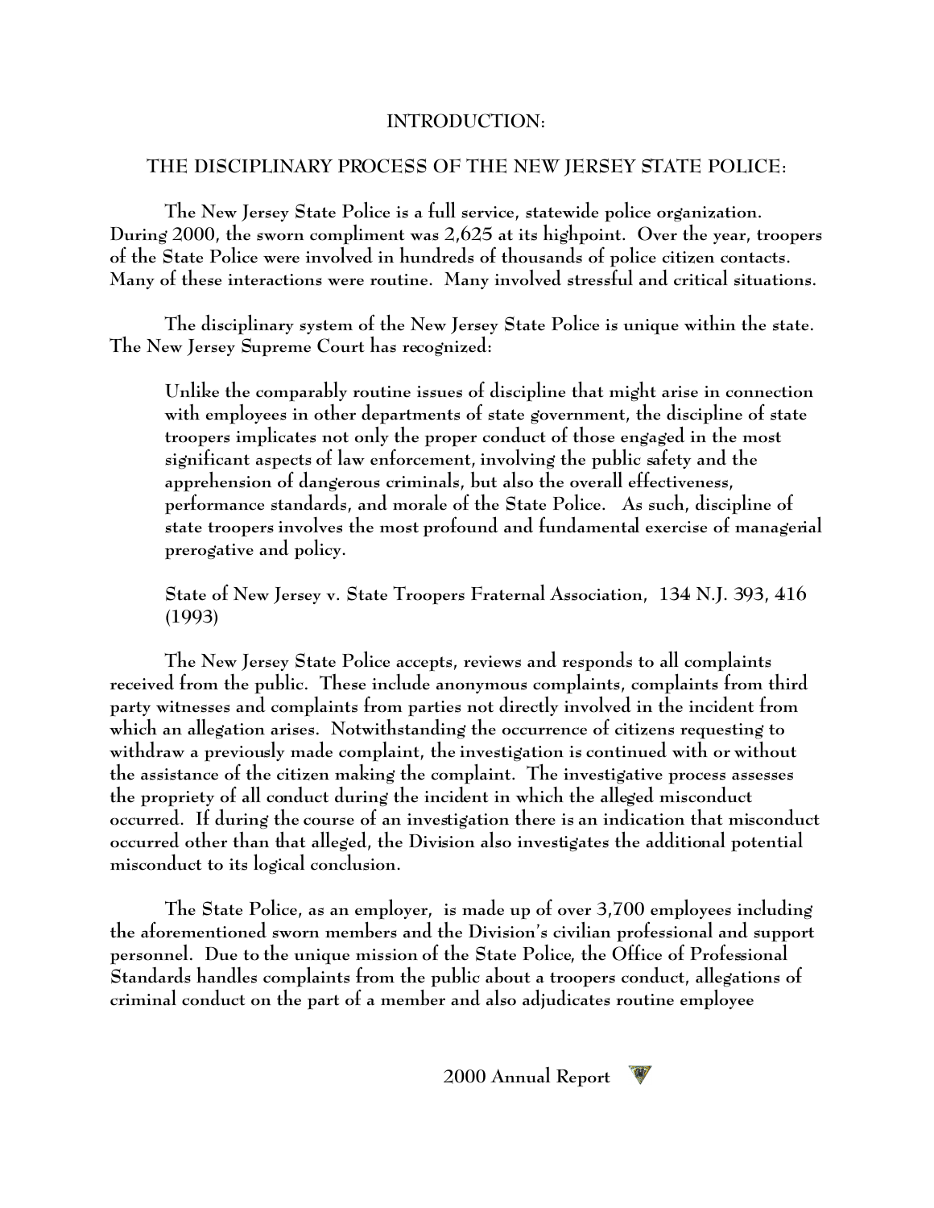## INTRODUCTION:

## THE DISCIPLINARY PROCESS OF THE NEW JERSEY STATE POLICE:

The New Jersey State Police is a full service, statewide police organization. During 2000, the sworn compliment was 2,625 at its highpoint. Over the year, troopers of the State Police were involved in hundreds of thousands of police citizen contacts. Many of these interactions were routine. Many involved stressful and critical situations.

The disciplinary system of the New Jersey State Police is unique within the state. The New Jersey Supreme Court has recognized:

> Unlike the comparably routine issues of discipline that might arise in connection with employees in other departments of state government, the discipline of state troopers implicates not only the proper conduct of those engaged in the most significant aspects of law enforcement, involving the public safety and the apprehension of dangerous criminals, but also the overall effectiveness, performance standards, and morale of the State Police. As such, discipline of state troopers involves the most profound and fundamental exercise of managerial prerogative and policy.
>
> State of New Jersey v. State Troopers Fraternal Association, 134 N.J. 393, 416 (1993)

The New Jersey State Police accepts, reviews and responds to all complaints received from the public. These include anonymous complaints, complaints from third party witnesses and complaints from parties not directly involved in the incident from which an allegation arises. Notwithstanding the occurrence of citizens requesting to withdraw a previously made complaint, the investigation is continued with or without the assistance of the citizen making the complaint. The investigative process assesses the propriety of all conduct during the incident in which the alleged misconduct occurred. If during the course of an investigation there is an indication that misconduct occurred other than that alleged, the Division also investigates the additional potential misconduct to its logical conclusion.

The State Police, as an employer, is made up of over 3,700 employees including the aforementioned sworn members and the Division's civilian professional and support personnel. Due to the unique mission of the State Police, the Office of Professional Standards handles complaints from the public about a troopers conduct, allegations of criminal conduct on the part of a member and also adjudicates routine employee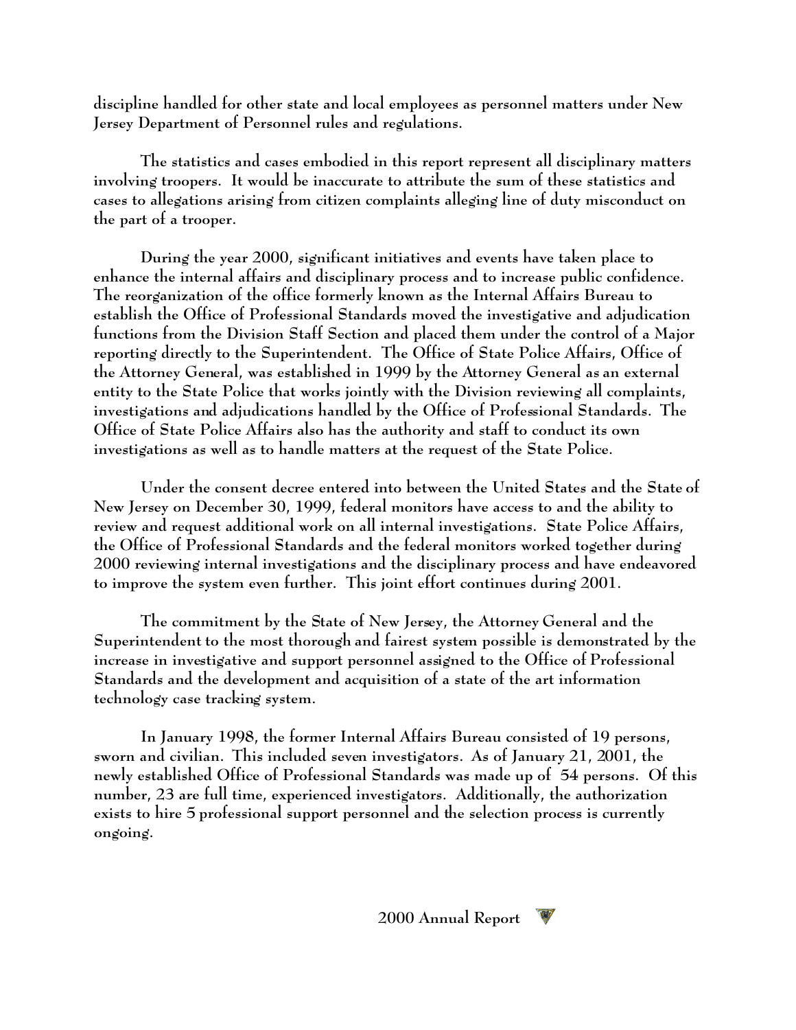discipline handled for other state and local employees as personnel matters under New Jersey Department of Personnel rules and regulations.

The statistics and cases embodied in this report represent all disciplinary matters involving troopers. It would be inaccurate to attribute the sum of these statistics and cases to allegations arising from citizen complaints alleging line of duty misconduct on the part of a trooper.

During the year 2000, significant initiatives and events have taken place to enhance the internal affairs and disciplinary process and to increase public confidence. The reorganization of the office formerly known as the Internal Affairs Bureau to establish the Office of Professional Standards moved the investigative and adjudication functions from the Division Staff Section and placed them under the control of a Major reporting directly to the Superintendent. The Office of State Police Affairs, Office of the Attorney General, was established in 1999 by the Attorney General as an external entity to the State Police that works jointly with the Division reviewing all complaints, investigations and adjudications handled by the Office of Professional Standards. The Office of State Police Affairs also has the authority and staff to conduct its own investigations as well as to handle matters at the request of the State Police.

Under the consent decree entered into between the United States and the State of New Jersey on December 30, 1999, federal monitors have access to and the ability to review and request additional work on all internal investigations. State Police Affairs, the Office of Professional Standards and the federal monitors worked together during 2000 reviewing internal investigations and the disciplinary process and have endeavored to improve the system even further. This joint effort continues during 2001.

The commitment by the State of New Jersey, the Attorney General and the Superintendent to the most thorough and fairest system possible is demonstrated by the increase in investigative and support personnel assigned to the Office of Professional Standards and the development and acquisition of a state of the art information technology case tracking system.

In January 1998, the former Internal Affairs Bureau consisted of 19 persons, sworn and civilian. This included seven investigators. As of January 21, 2001, the newly established Office of Professional Standards was made up of 54 persons. Of this number, 23 are full time, experienced investigators. Additionally, the authorization exists to hire 5 professional support personnel and the selection process is currently ongoing.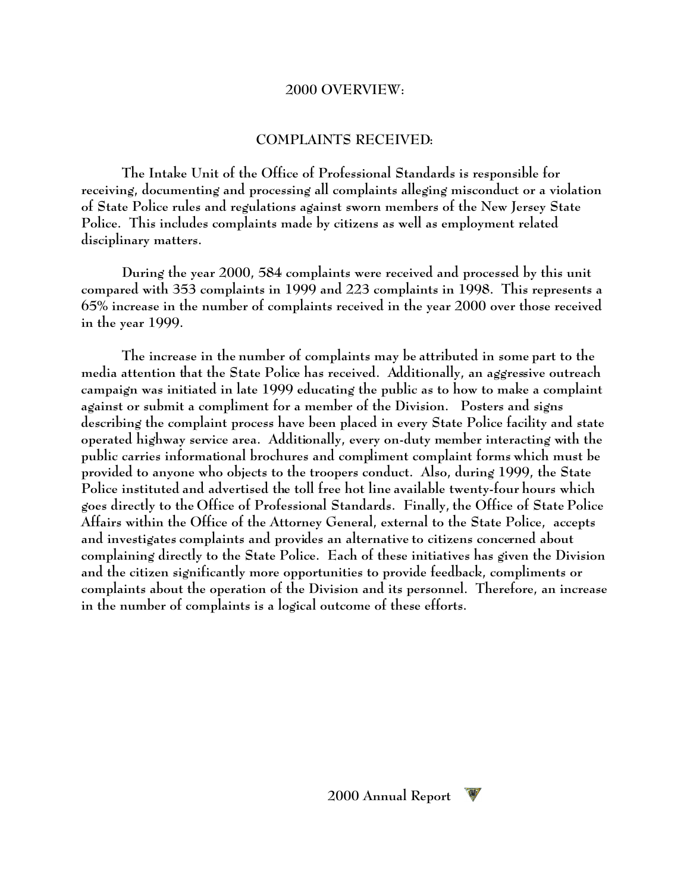## 2000 OVERVIEW:

### COMPLAINTS RECEIVED:

The Intake Unit of the Office of Professional Standards is responsible for receiving, documenting and processing all complaints alleging misconduct or a violation of State Police rules and regulations against sworn members of the New Jersey State Police. This includes complaints made by citizens as well as employment related disciplinary matters.

During the year 2000, 584 complaints were received and processed by this unit compared with 353 complaints in 1999 and 223 complaints in 1998. This represents a 65% increase in the number of complaints received in the year 2000 over those received in the year 1999.

The increase in the number of complaints may be attributed in some part to the media attention that the State Police has received. Additionally, an aggressive outreach campaign was initiated in late 1999 educating the public as to how to make a complaint against or submit a compliment for a member of the Division. Posters and signs describing the complaint process have been placed in every State Police facility and state operated highway service area. Additionally, every on-duty member interacting with the public carries informational brochures and compliment complaint forms which must be provided to anyone who objects to the troopers conduct. Also, during 1999, the State Police instituted and advertised the toll free hot line available twenty-four hours which goes directly to the Office of Professional Standards. Finally, the Office of State Police Affairs within the Office of the Attorney General, external to the State Police, accepts and investigates complaints and provides an alternative to citizens concerned about complaining directly to the State Police. Each of these initiatives has given the Division and the citizen significantly more opportunities to provide feedback, compliments or complaints about the operation of the Division and its personnel. Therefore, an increase in the number of complaints is a logical outcome of these efforts.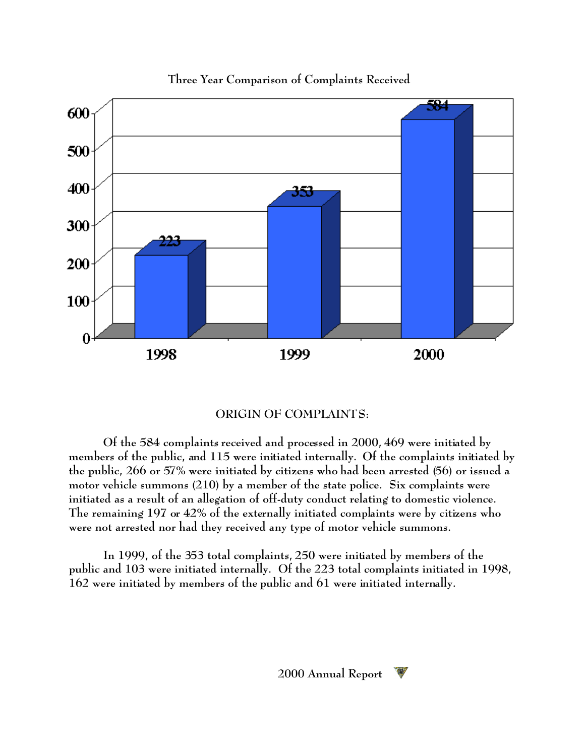Three Year Comparison of Complaints Received

| Year | Complaints |
| --- | --- |
| 1998 | 223 |
| 1999 | 353 |
| 2000 | 584 |

ORIGIN OF COMPLAINTS:

Of the 584 complaints received and processed in 2000, 469 were initiated by members of the public, and 115 were initiated internally. Of the complaints initiated by the public, 266 or 57% were initiated by citizens who had been arrested (56) or issued a motor vehicle summons (210) by a member of the state police. Six complaints were initiated as a result of an allegation of off-duty conduct relating to domestic violence. The remaining 197 or 42% of the externally initiated complaints were by citizens who were not arrested nor had they received any type of motor vehicle summons.

In 1999, of the 353 total complaints, 250 were initiated by members of the public and 103 were initiated internally. Of the 223 total complaints initiated in 1998, 162 were initiated by members of the public and 61 were initiated internally.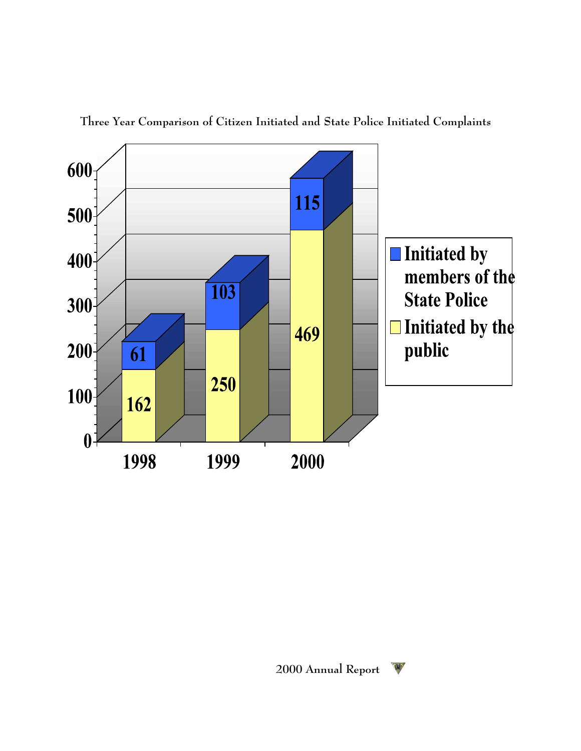Three Year Comparison of Citizen Initiated and State Police Initiated Complaints

| Year | Initiated by members of the State Police | Initiated by the public |
|---|---|---|
| 1998 | 61 | 162 |
| 1999 | 103 | 250 |
| 2000 | 115 | 469 |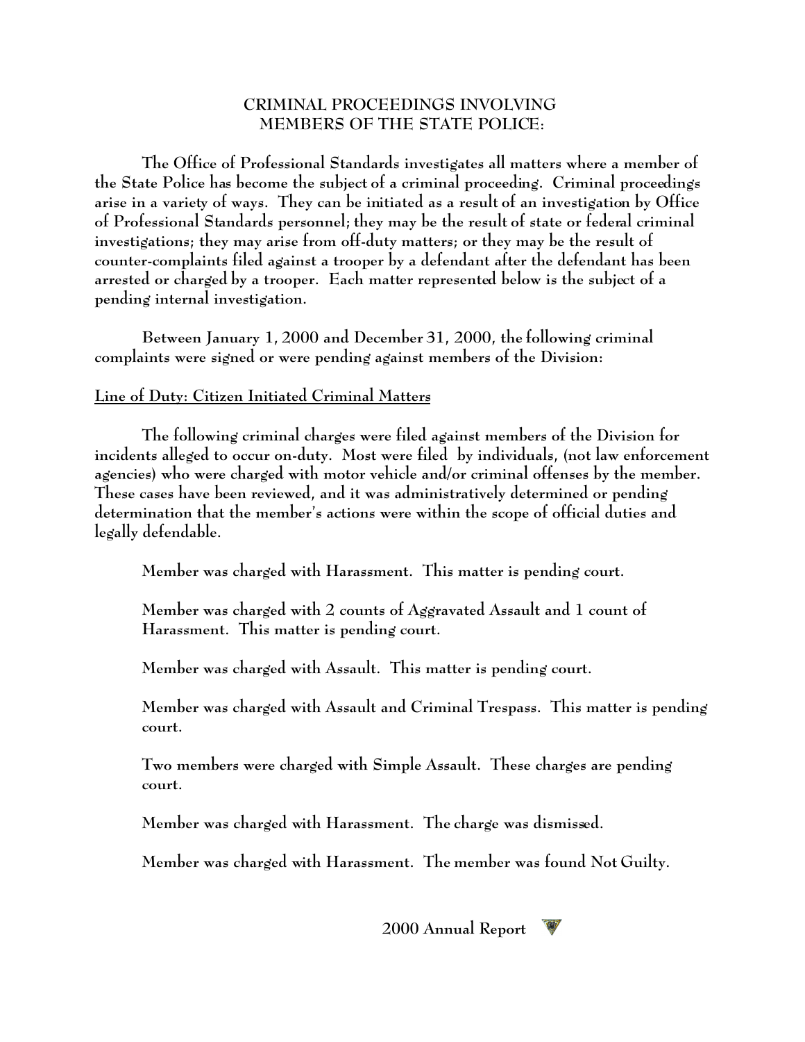## CRIMINAL PROCEEDINGS INVOLVING MEMBERS OF THE STATE POLICE:

The Office of Professional Standards investigates all matters where a member of the State Police has become the subject of a criminal proceeding. Criminal proceedings arise in a variety of ways. They can be initiated as a result of an investigation by Office of Professional Standards personnel; they may be the result of state or federal criminal investigations; they may arise from off-duty matters; or they may be the result of counter-complaints filed against a trooper by a defendant after the defendant has been arrested or charged by a trooper. Each matter represented below is the subject of a pending internal investigation.

Between January 1, 2000 and December 31, 2000, the following criminal complaints were signed or were pending against members of the Division:

### Line of Duty: Citizen Initiated Criminal Matters

The following criminal charges were filed against members of the Division for incidents alleged to occur on-duty. Most were filed by individuals, (not law enforcement agencies) who were charged with motor vehicle and/or criminal offenses by the member. These cases have been reviewed, and it was administratively determined or pending determination that the member's actions were within the scope of official duties and legally defendable.

Member was charged with Harassment. This matter is pending court.

Member was charged with 2 counts of Aggravated Assault and 1 count of Harassment. This matter is pending court.

Member was charged with Assault. This matter is pending court.

Member was charged with Assault and Criminal Trespass. This matter is pending court.

Two members were charged with Simple Assault. These charges are pending court.

Member was charged with Harassment. The charge was dismissed.

Member was charged with Harassment. The member was found Not Guilty.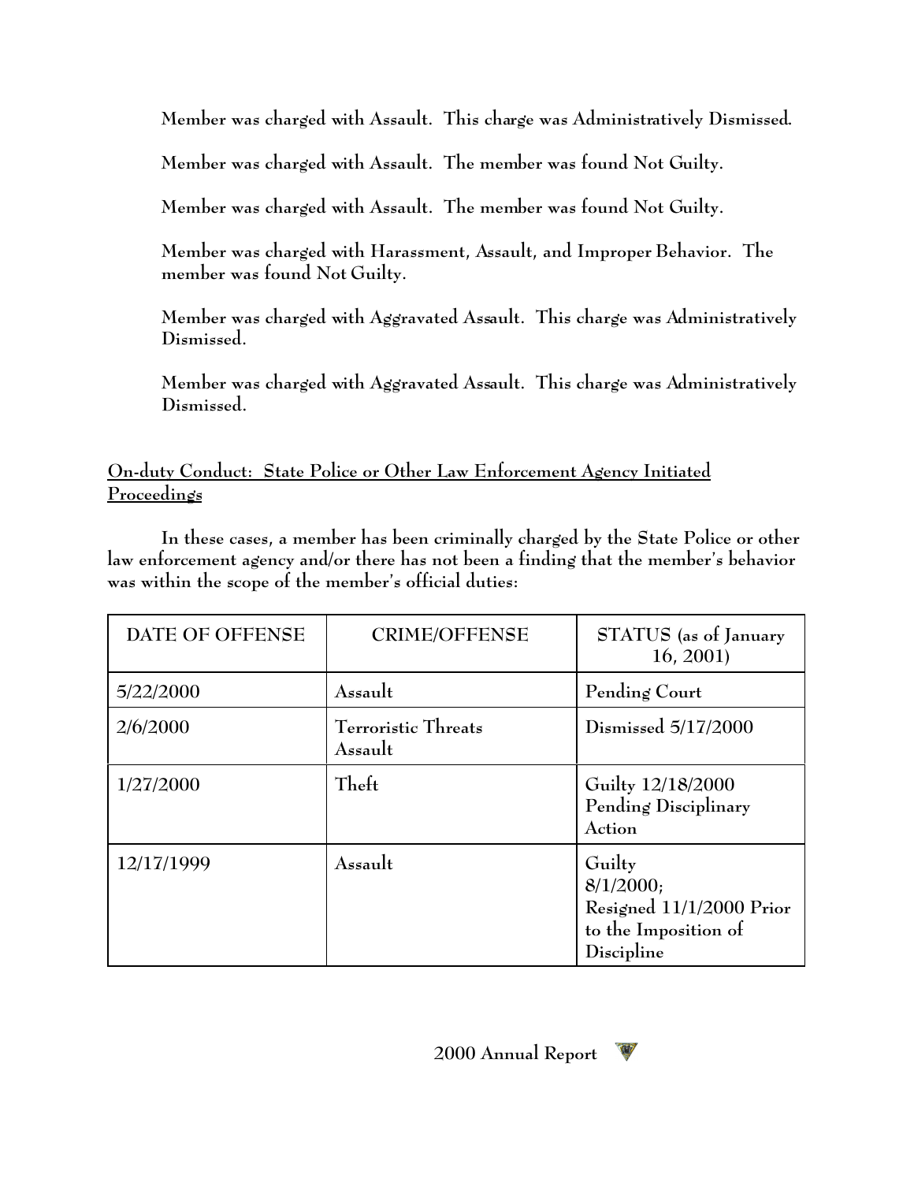Member was charged with Assault. This charge was Administratively Dismissed.

Member was charged with Assault. The member was found Not Guilty.

Member was charged with Assault. The member was found Not Guilty.

Member was charged with Harassment, Assault, and Improper Behavior. The member was found Not Guilty.

Member was charged with Aggravated Assault. This charge was Administratively Dismissed.

Member was charged with Aggravated Assault. This charge was Administratively Dismissed.

**<u>On-duty Conduct: State Police or Other Law Enforcement Agency Initiated Proceedings</u>**

In these cases, a member has been criminally charged by the State Police or other law enforcement agency and/or there has not been a finding that the member's behavior was within the scope of the member's official duties:

| DATE OF OFFENSE | CRIME/OFFENSE | STATUS (as of January 16, 2001) |
|---|---|---|
| 5/22/2000 | Assault | Pending Court |
| 2/6/2000 | Terroristic Threats Assault | Dismissed 5/17/2000 |
| 1/27/2000 | Theft | Guilty 12/18/2000 Pending Disciplinary Action |
| 12/17/1999 | Assault | Guilty 8/1/2000; Resigned 11/1/2000 Prior to the Imposition of Discipline |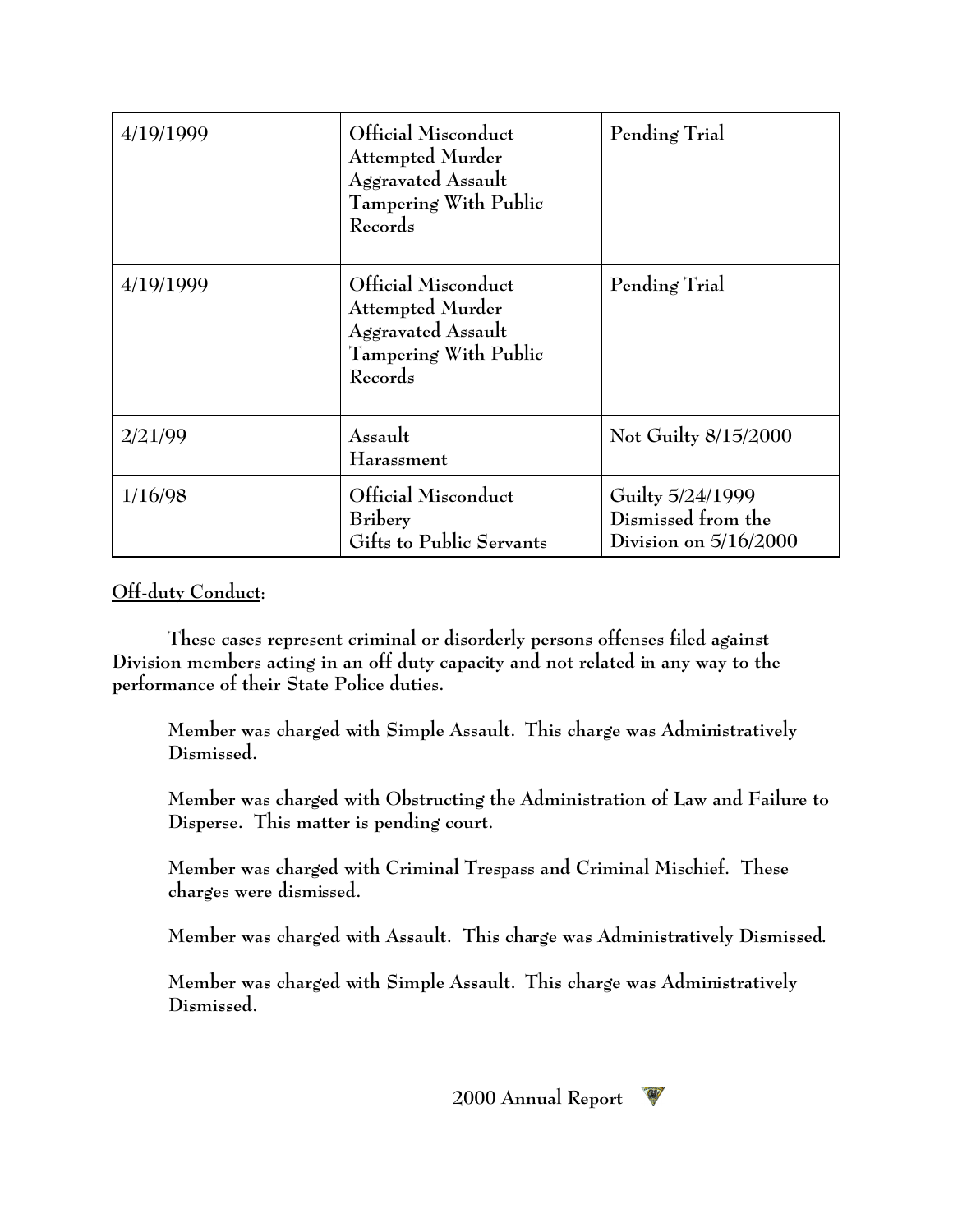| | | |
|---|---|---|
| 4/19/1999 | Official Misconduct<br>Attempted Murder<br>Aggravated Assault<br>Tampering With Public Records | Pending Trial |
| 4/19/1999 | Official Misconduct<br>Attempted Murder<br>Aggravated Assault<br>Tampering With Public Records | Pending Trial |
| 2/21/99 | Assault<br>Harassment | Not Guilty 8/15/2000 |
| 1/16/98 | Official Misconduct<br>Bribery<br>Gifts to Public Servants | Guilty 5/24/1999<br>Dismissed from the Division on 5/16/2000 |

<u>Off-duty Conduct</u>:

These cases represent criminal or disorderly persons offenses filed against Division members acting in an off duty capacity and not related in any way to the performance of their State Police duties.

Member was charged with Simple Assault. This charge was Administratively Dismissed.

Member was charged with Obstructing the Administration of Law and Failure to Disperse. This matter is pending court.

Member was charged with Criminal Trespass and Criminal Mischief. These charges were dismissed.

Member was charged with Assault. This charge was Administratively Dismissed.

Member was charged with Simple Assault. This charge was Administratively Dismissed.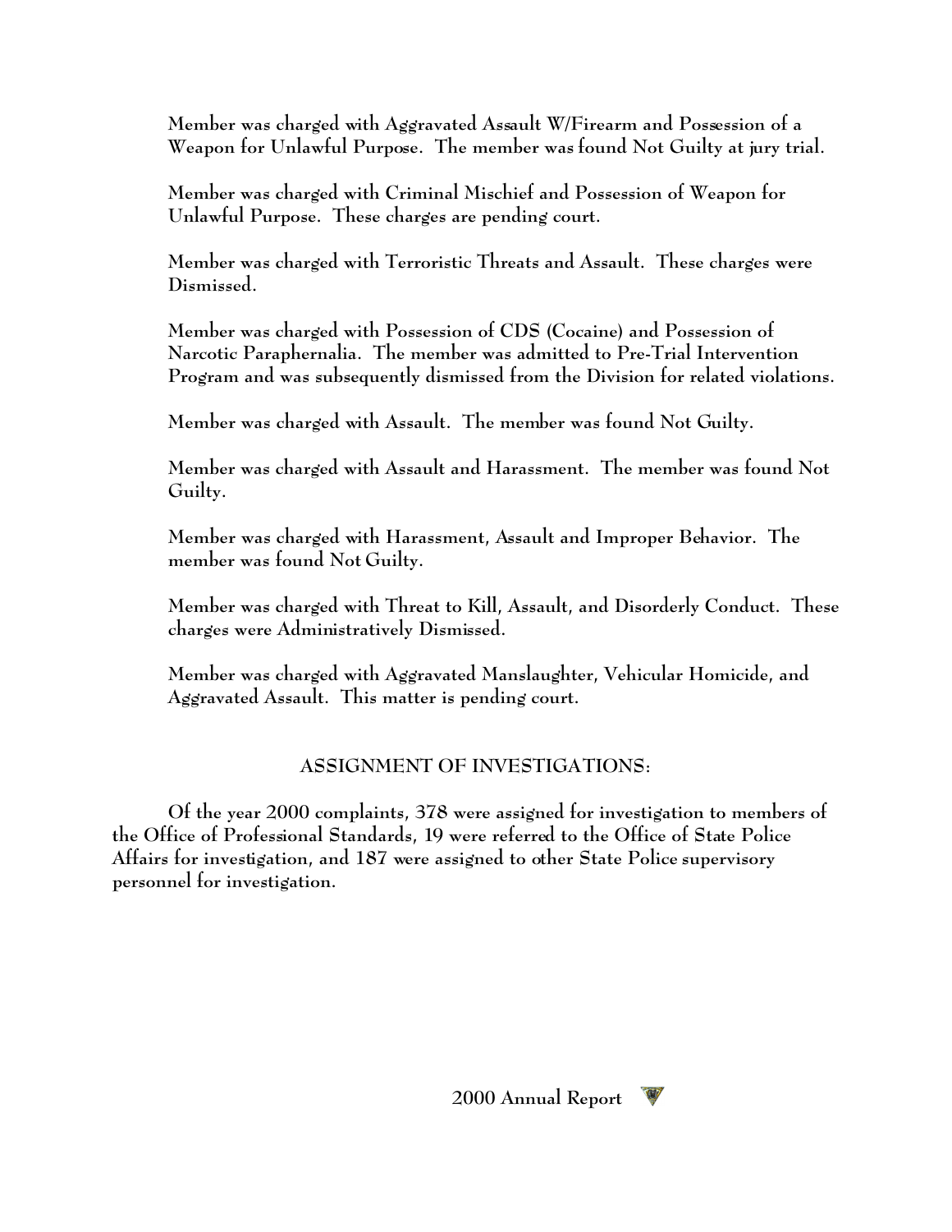Member was charged with Aggravated Assault W/Firearm and Possession of a Weapon for Unlawful Purpose. The member was found Not Guilty at jury trial.

Member was charged with Criminal Mischief and Possession of Weapon for Unlawful Purpose. These charges are pending court.

Member was charged with Terroristic Threats and Assault. These charges were Dismissed.

Member was charged with Possession of CDS (Cocaine) and Possession of Narcotic Paraphernalia. The member was admitted to Pre-Trial Intervention Program and was subsequently dismissed from the Division for related violations.

Member was charged with Assault. The member was found Not Guilty.

Member was charged with Assault and Harassment. The member was found Not Guilty.

Member was charged with Harassment, Assault and Improper Behavior. The member was found Not Guilty.

Member was charged with Threat to Kill, Assault, and Disorderly Conduct. These charges were Administratively Dismissed.

Member was charged with Aggravated Manslaughter, Vehicular Homicide, and Aggravated Assault. This matter is pending court.

## ASSIGNMENT OF INVESTIGATIONS:

Of the year 2000 complaints, 378 were assigned for investigation to members of the Office of Professional Standards, 19 were referred to the Office of State Police Affairs for investigation, and 187 were assigned to other State Police supervisory personnel for investigation.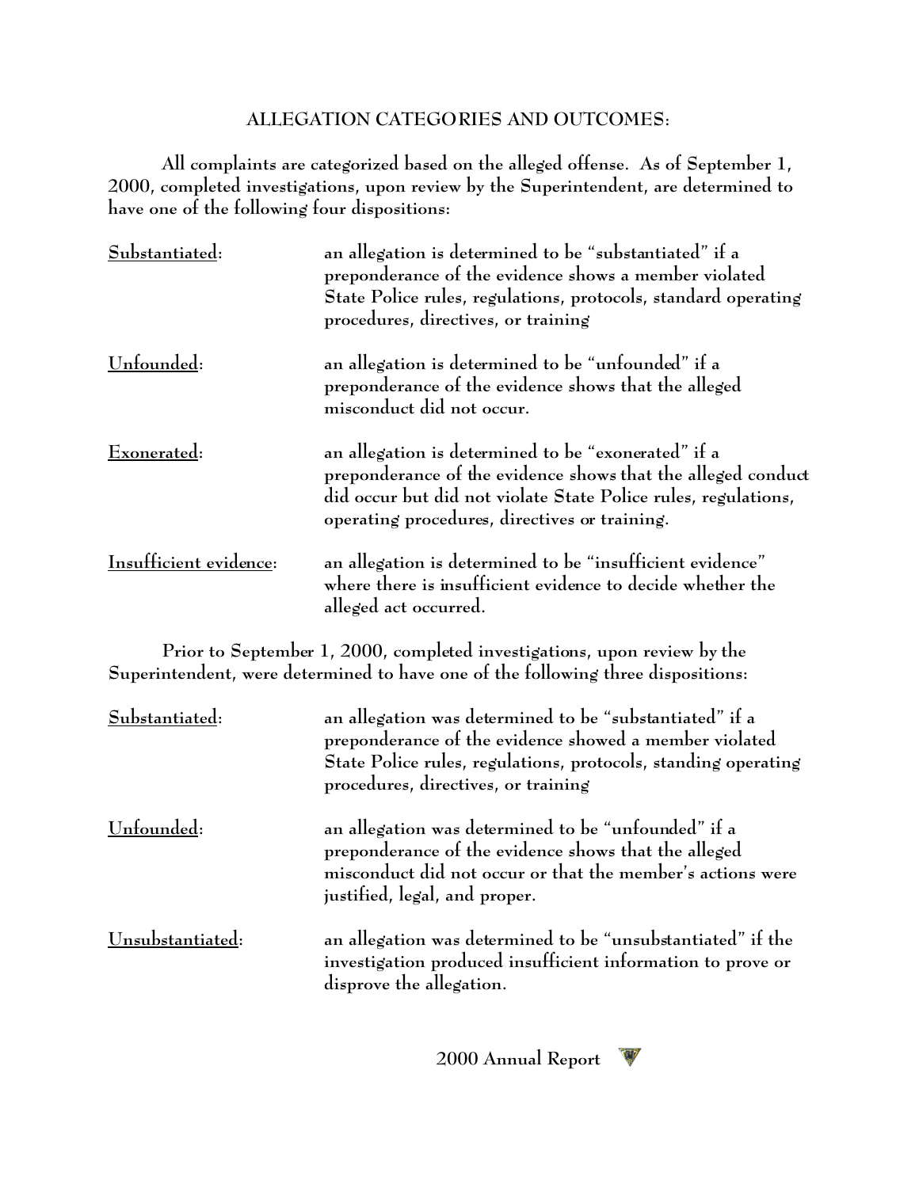## ALLEGATION CATEGORIES AND OUTCOMES:

All complaints are categorized based on the alleged offense. As of September 1, 2000, completed investigations, upon review by the Superintendent, are determined to have one of the following four dispositions:

**Substantiated**: an allegation is determined to be "substantiated" if a preponderance of the evidence shows a member violated State Police rules, regulations, protocols, standard operating procedures, directives, or training

**Unfounded**: an allegation is determined to be "unfounded" if a preponderance of the evidence shows that the alleged misconduct did not occur.

**Exonerated**: an allegation is determined to be "exonerated" if a preponderance of the evidence shows that the alleged conduct did occur but did not violate State Police rules, regulations, operating procedures, directives or training.

**Insufficient evidence**: an allegation is determined to be "insufficient evidence" where there is insufficient evidence to decide whether the alleged act occurred.

Prior to September 1, 2000, completed investigations, upon review by the Superintendent, were determined to have one of the following three dispositions:

**Substantiated**: an allegation was determined to be "substantiated" if a preponderance of the evidence showed a member violated State Police rules, regulations, protocols, standing operating procedures, directives, or training

**Unfounded**: an allegation was determined to be "unfounded" if a preponderance of the evidence shows that the alleged misconduct did not occur or that the member's actions were justified, legal, and proper.

**Unsubstantiated**: an allegation was determined to be "unsubstantiated" if the investigation produced insufficient information to prove or disprove the allegation.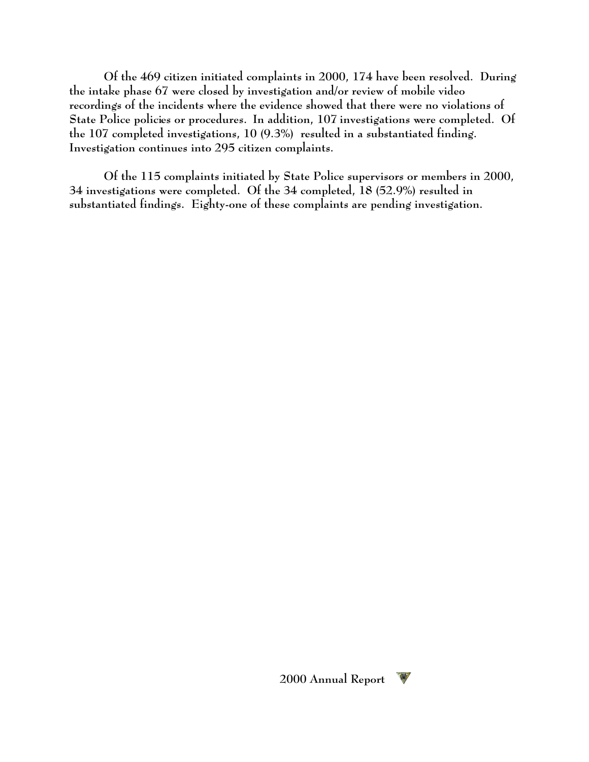Of the 469 citizen initiated complaints in 2000, 174 have been resolved. During the intake phase 67 were closed by investigation and/or review of mobile video recordings of the incidents where the evidence showed that there were no violations of State Police policies or procedures. In addition, 107 investigations were completed. Of the 107 completed investigations, 10 (9.3%) resulted in a substantiated finding. Investigation continues into 295 citizen complaints.

Of the 115 complaints initiated by State Police supervisors or members in 2000, 34 investigations were completed. Of the 34 completed, 18 (52.9%) resulted in substantiated findings. Eighty-one of these complaints are pending investigation.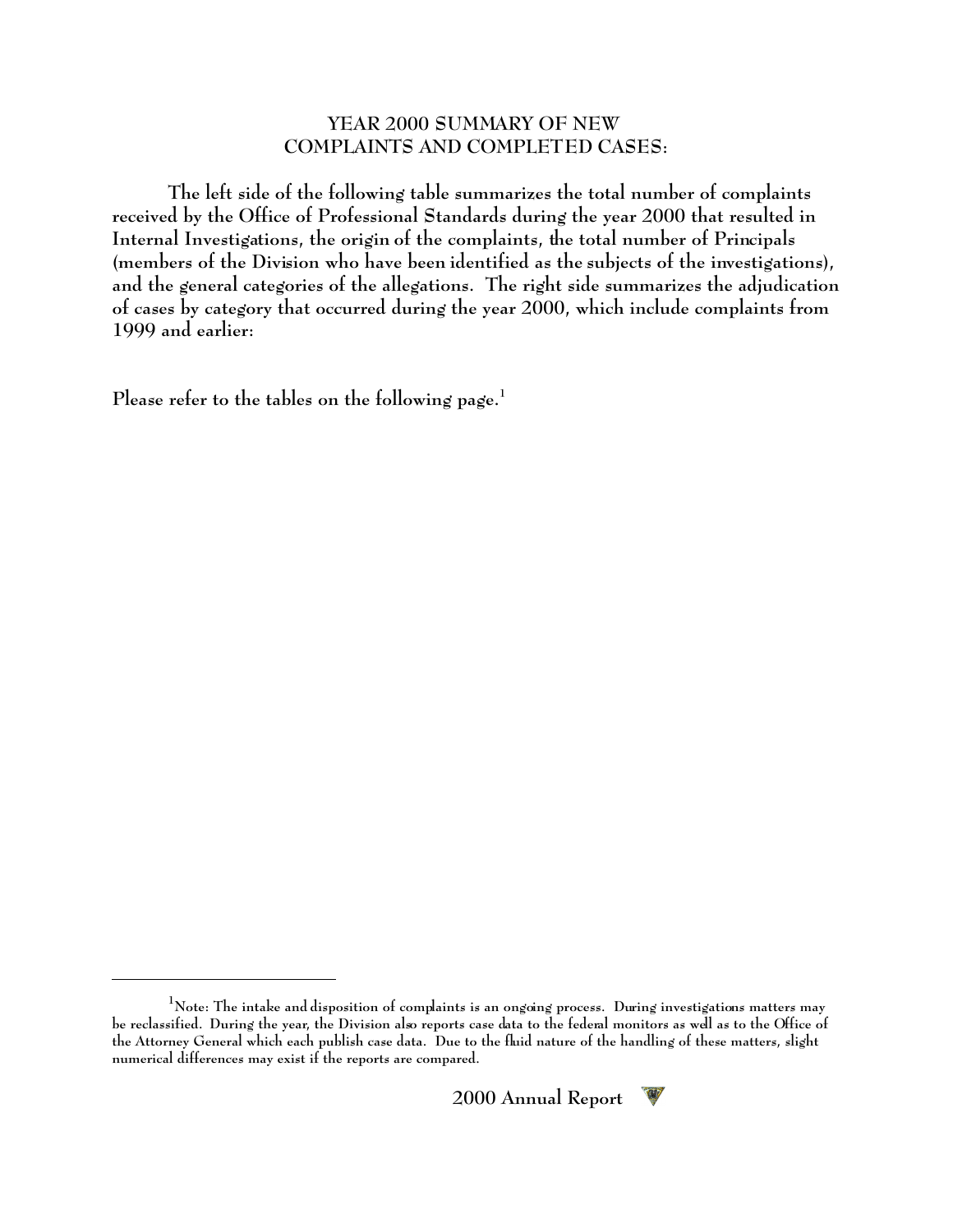## YEAR 2000 SUMMARY OF NEW COMPLAINTS AND COMPLETED CASES:

The left side of the following table summarizes the total number of complaints received by the Office of Professional Standards during the year 2000 that resulted in Internal Investigations, the origin of the complaints, the total number of Principals (members of the Division who have been identified as the subjects of the investigations), and the general categories of the allegations. The right side summarizes the adjudication of cases by category that occurred during the year 2000, which include complaints from 1999 and earlier:

Please refer to the tables on the following page.[1]

---

[1] Note: The intake and disposition of complaints is an ongoing process. During investigations matters may be reclassified. During the year, the Division also reports case data to the federal monitors as well as to the Office of the Attorney General which each publish case data. Due to the fluid nature of the handling of these matters, slight numerical differences may exist if the reports are compared.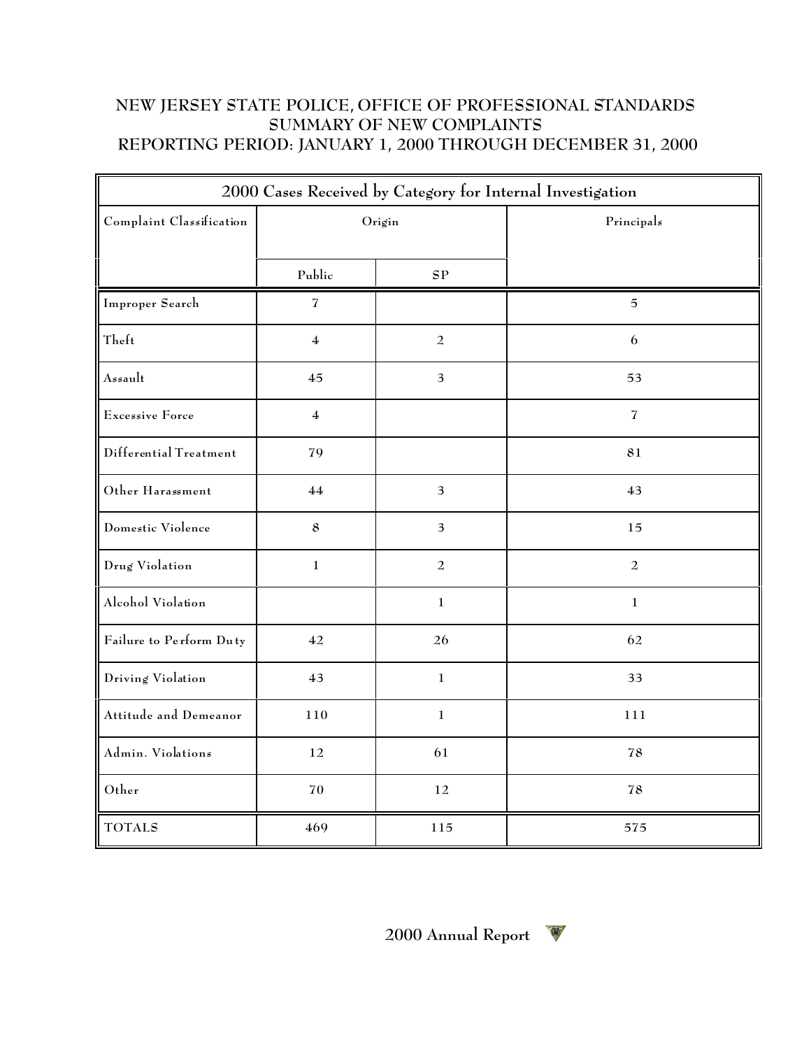# NEW JERSEY STATE POLICE, OFFICE OF PROFESSIONAL STANDARDS
## SUMMARY OF NEW COMPLAINTS
## REPORTING PERIOD: JANUARY 1, 2000 THROUGH DECEMBER 31, 2000

| 2000 Cases Received by Category for Internal Investigation | | | |
|---|---|---|---|
| Complaint Classification | Origin | | Principals |
| | Public | SP | |
| Improper Search | 7 | | 5 |
| Theft | 4 | 2 | 6 |
| Assault | 45 | 3 | 53 |
| Excessive Force | 4 | | 7 |
| Differential Treatment | 79 | | 81 |
| Other Harassment | 44 | 3 | 43 |
| Domestic Violence | 8 | 3 | 15 |
| Drug Violation | 1 | 2 | 2 |
| Alcohol Violation | | 1 | 1 |
| Failure to Perform Duty | 42 | 26 | 62 |
| Driving Violation | 43 | 1 | 33 |
| Attitude and Demeanor | 110 | 1 | 111 |
| Admin. Violations | 12 | 61 | 78 |
| Other | 70 | 12 | 78 |
| TOTALS | 469 | 115 | 575 |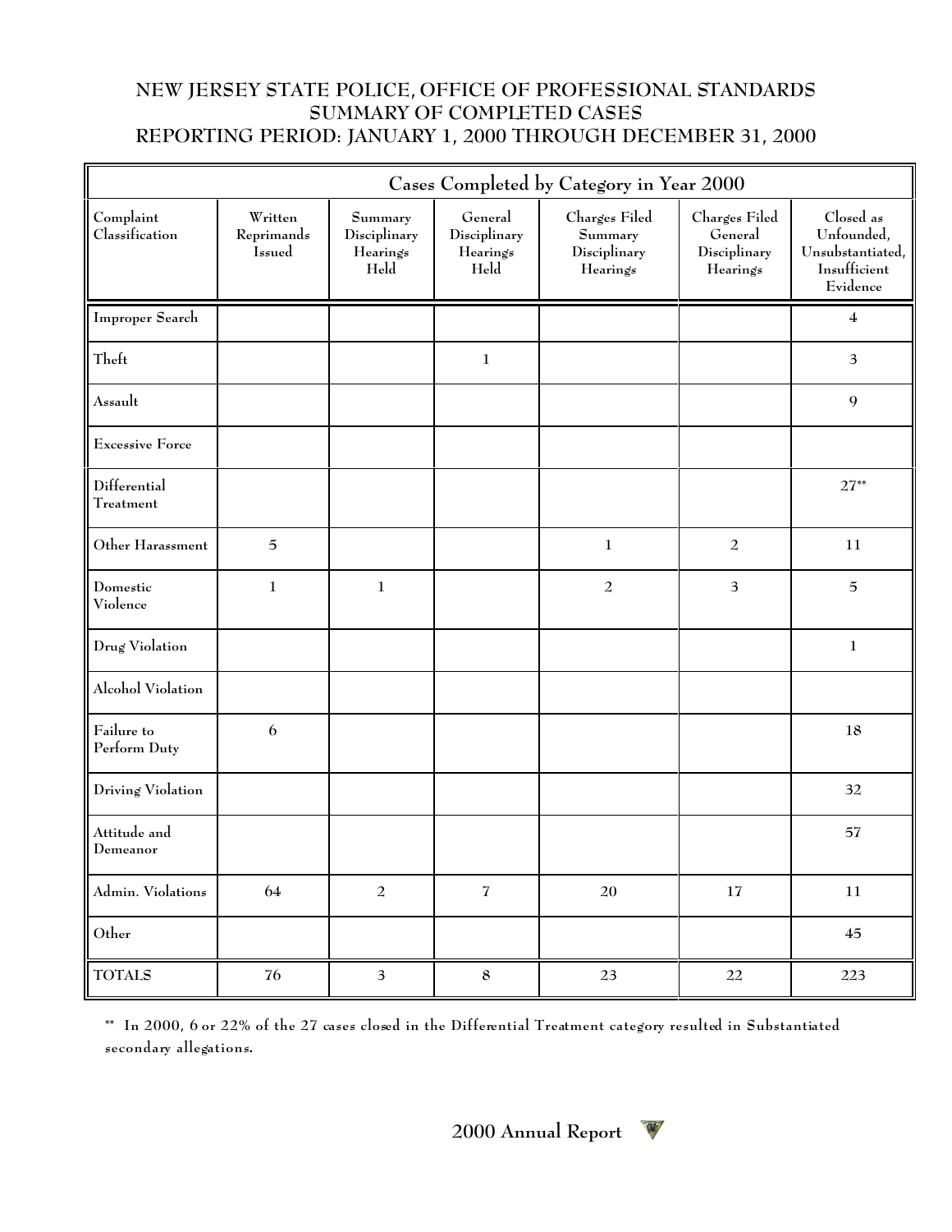# NEW JERSEY STATE POLICE, OFFICE OF PROFESSIONAL STANDARDS
## SUMMARY OF COMPLETED CASES
## REPORTING PERIOD: JANUARY 1, 2000 THROUGH DECEMBER 31, 2000

| Cases Completed by Category in Year 2000 | | | | | | |
|---|---|---|---|---|---|---|
| Complaint Classification | Written Reprimands Issued | Summary Disciplinary Hearings Held | General Disciplinary Hearings Held | Charges Filed Summary Disciplinary Hearings | Charges Filed General Disciplinary Hearings | Closed as Unfounded, Unsubstantiated, Insufficient Evidence |
| Improper Search | | | | | | 4 |
| Theft | | | 1 | | | 3 |
| Assault | | | | | | 9 |
| Excessive Force | | | | | | |
| Differential Treatment | | | | | | 27** |
| Other Harassment | 5 | | | 1 | 2 | 11 |
| Domestic Violence | 1 | 1 | | 2 | 3 | 5 |
| Drug Violation | | | | | | 1 |
| Alcohol Violation | | | | | | |
| Failure to Perform Duty | 6 | | | | | 18 |
| Driving Violation | | | | | | 32 |
| Attitude and Demeanor | | | | | | 57 |
| Admin. Violations | 64 | 2 | 7 | 20 | 17 | 11 |
| Other | | | | | | 45 |
| TOTALS | 76 | 3 | 8 | 23 | 22 | 223 |

** In 2000, 6 or 22% of the 27 cases closed in the Differential Treatment category resulted in Substantiated secondary allegations.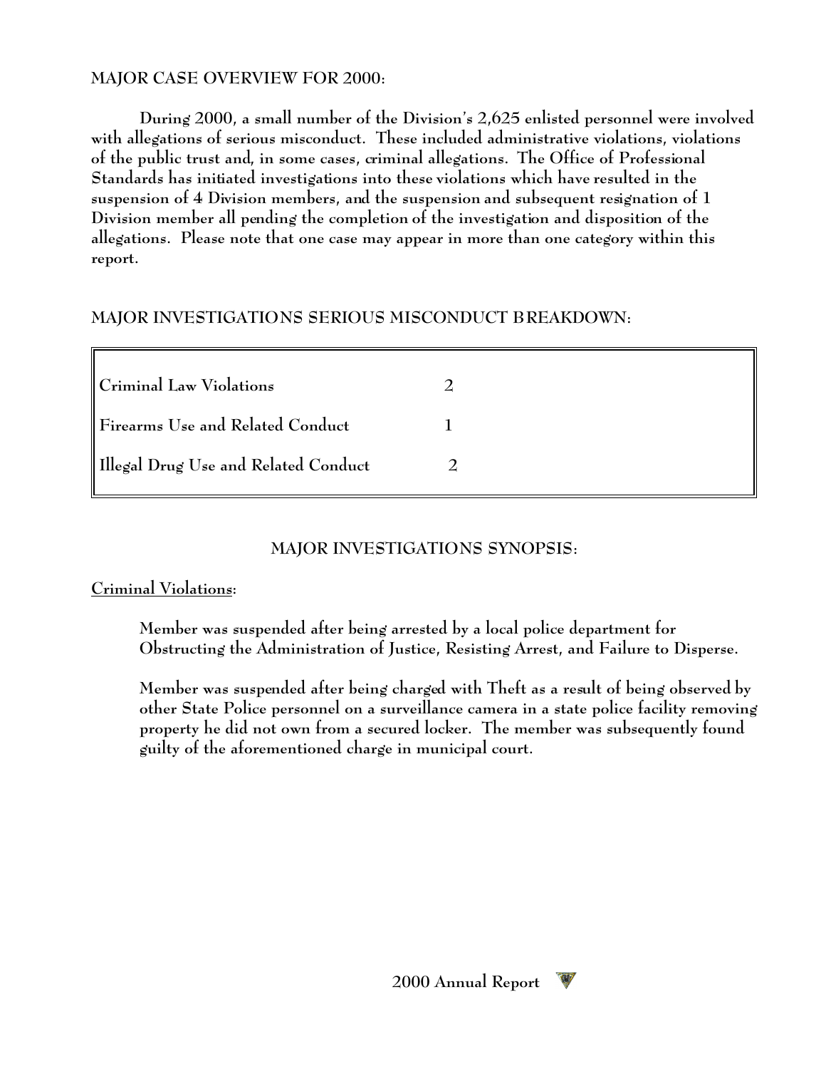## MAJOR CASE OVERVIEW FOR 2000:

During 2000, a small number of the Division's 2,625 enlisted personnel were involved with allegations of serious misconduct. These included administrative violations, violations of the public trust and, in some cases, criminal allegations. The Office of Professional Standards has initiated investigations into these violations which have resulted in the suspension of 4 Division members, and the suspension and subsequent resignation of 1 Division member all pending the completion of the investigation and disposition of the allegations. Please note that one case may appear in more than one category within this report.

## MAJOR INVESTIGATIONS SERIOUS MISCONDUCT BREAKDOWN:

| Category | Count |
|---|---|
| Criminal Law Violations | 2 |
| Firearms Use and Related Conduct | 1 |
| Illegal Drug Use and Related Conduct | 2 |

## MAJOR INVESTIGATIONS SYNOPSIS:

__Criminal Violations__:

Member was suspended after being arrested by a local police department for Obstructing the Administration of Justice, Resisting Arrest, and Failure to Disperse.

Member was suspended after being charged with Theft as a result of being observed by other State Police personnel on a surveillance camera in a state police facility removing property he did not own from a secured locker. The member was subsequently found guilty of the aforementioned charge in municipal court.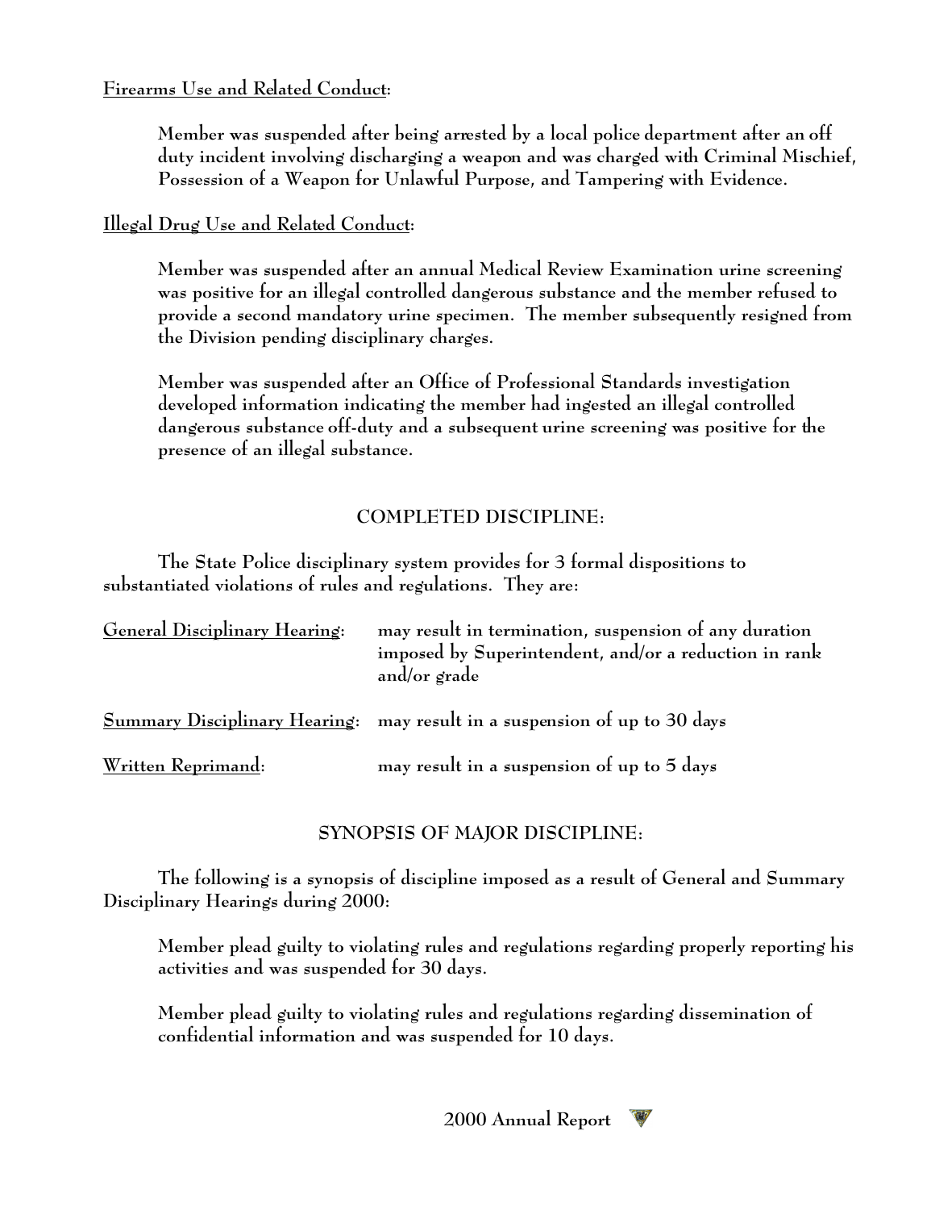<u>Firearms Use and Related Conduct</u>:

Member was suspended after being arrested by a local police department after an off duty incident involving discharging a weapon and was charged with Criminal Mischief, Possession of a Weapon for Unlawful Purpose, and Tampering with Evidence.

<u>Illegal Drug Use and Related Conduct</u>:

Member was suspended after an annual Medical Review Examination urine screening was positive for an illegal controlled dangerous substance and the member refused to provide a second mandatory urine specimen. The member subsequently resigned from the Division pending disciplinary charges.

Member was suspended after an Office of Professional Standards investigation developed information indicating the member had ingested an illegal controlled dangerous substance off-duty and a subsequent urine screening was positive for the presence of an illegal substance.

## COMPLETED DISCIPLINE:

The State Police disciplinary system provides for 3 formal dispositions to substantiated violations of rules and regulations. They are:

| | |
|---|---|
| <u>General Disciplinary Hearing</u>: | may result in termination, suspension of any duration imposed by Superintendent, and/or a reduction in rank and/or grade |
| <u>Summary Disciplinary Hearing</u>: | may result in a suspension of up to 30 days |
| <u>Written Reprimand</u>: | may result in a suspension of up to 5 days |

## SYNOPSIS OF MAJOR DISCIPLINE:

The following is a synopsis of discipline imposed as a result of General and Summary Disciplinary Hearings during 2000:

Member plead guilty to violating rules and regulations regarding properly reporting his activities and was suspended for 30 days.

Member plead guilty to violating rules and regulations regarding dissemination of confidential information and was suspended for 10 days.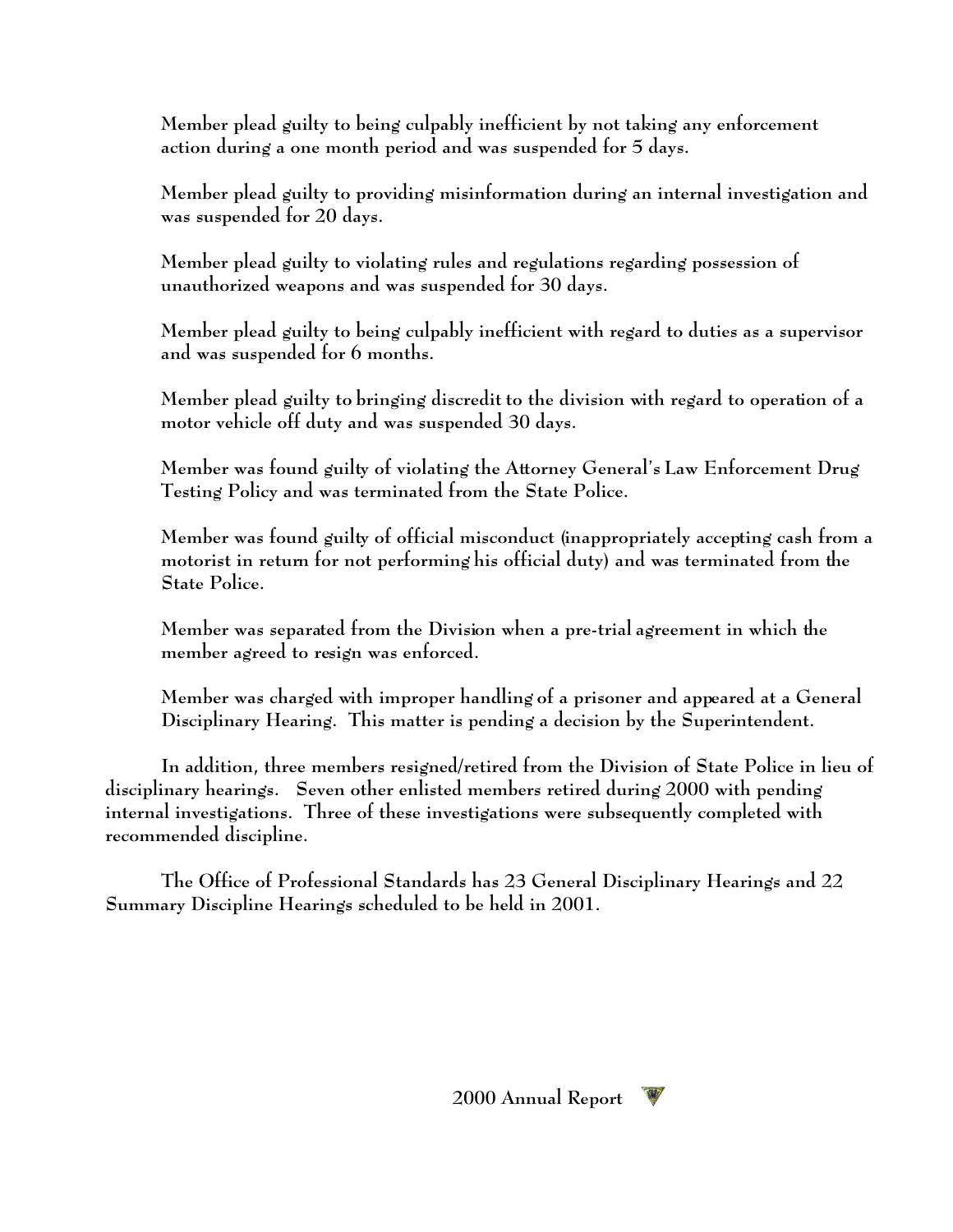Member plead guilty to being culpably inefficient by not taking any enforcement action during a one month period and was suspended for 5 days.

Member plead guilty to providing misinformation during an internal investigation and was suspended for 20 days.

Member plead guilty to violating rules and regulations regarding possession of unauthorized weapons and was suspended for 30 days.

Member plead guilty to being culpably inefficient with regard to duties as a supervisor and was suspended for 6 months.

Member plead guilty to bringing discredit to the division with regard to operation of a motor vehicle off duty and was suspended 30 days.

Member was found guilty of violating the Attorney General's Law Enforcement Drug Testing Policy and was terminated from the State Police.

Member was found guilty of official misconduct (inappropriately accepting cash from a motorist in return for not performing his official duty) and was terminated from the State Police.

Member was separated from the Division when a pre-trial agreement in which the member agreed to resign was enforced.

Member was charged with improper handling of a prisoner and appeared at a General Disciplinary Hearing. This matter is pending a decision by the Superintendent.

In addition, three members resigned/retired from the Division of State Police in lieu of disciplinary hearings. Seven other enlisted members retired during 2000 with pending internal investigations. Three of these investigations were subsequently completed with recommended discipline.

The Office of Professional Standards has 23 General Disciplinary Hearings and 22 Summary Discipline Hearings scheduled to be held in 2001.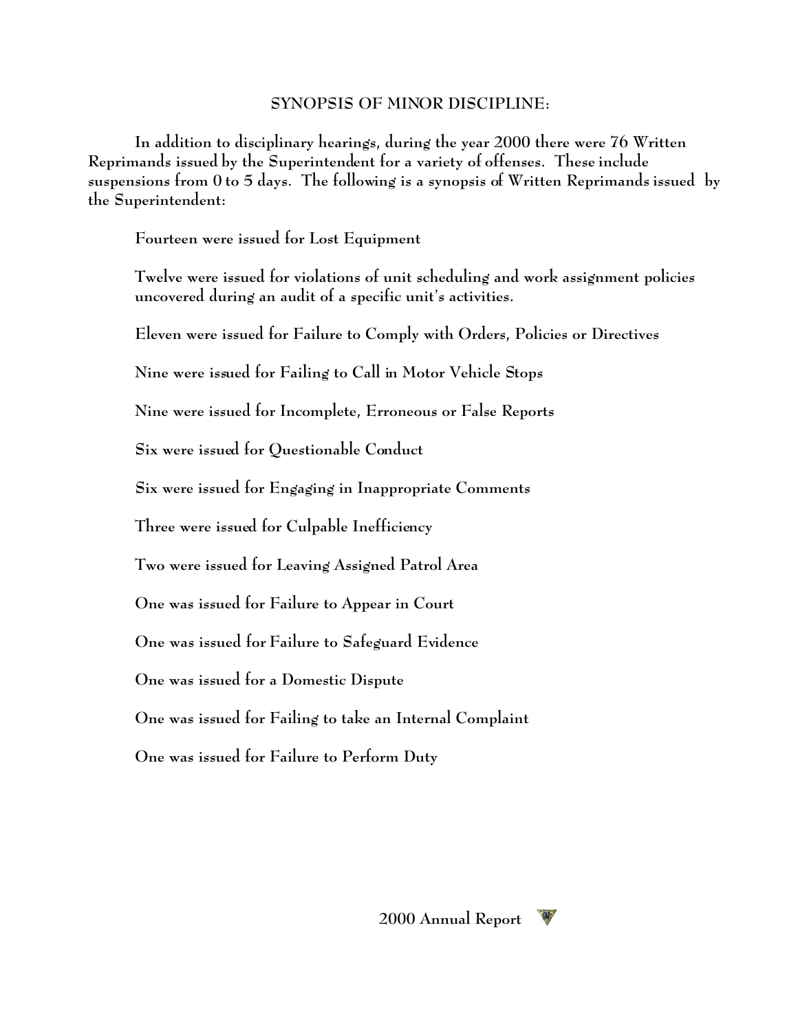## SYNOPSIS OF MINOR DISCIPLINE:

In addition to disciplinary hearings, during the year 2000 there were 76 Written Reprimands issued by the Superintendent for a variety of offenses. These include suspensions from 0 to 5 days. The following is a synopsis of Written Reprimands issued by the Superintendent:

Fourteen were issued for Lost Equipment

Twelve were issued for violations of unit scheduling and work assignment policies uncovered during an audit of a specific unit's activities.

Eleven were issued for Failure to Comply with Orders, Policies or Directives

Nine were issued for Failing to Call in Motor Vehicle Stops

Nine were issued for Incomplete, Erroneous or False Reports

Six were issued for Questionable Conduct

Six were issued for Engaging in Inappropriate Comments

Three were issued for Culpable Inefficiency

Two were issued for Leaving Assigned Patrol Area

One was issued for Failure to Appear in Court

One was issued for Failure to Safeguard Evidence

One was issued for a Domestic Dispute

One was issued for Failing to take an Internal Complaint

One was issued for Failure to Perform Duty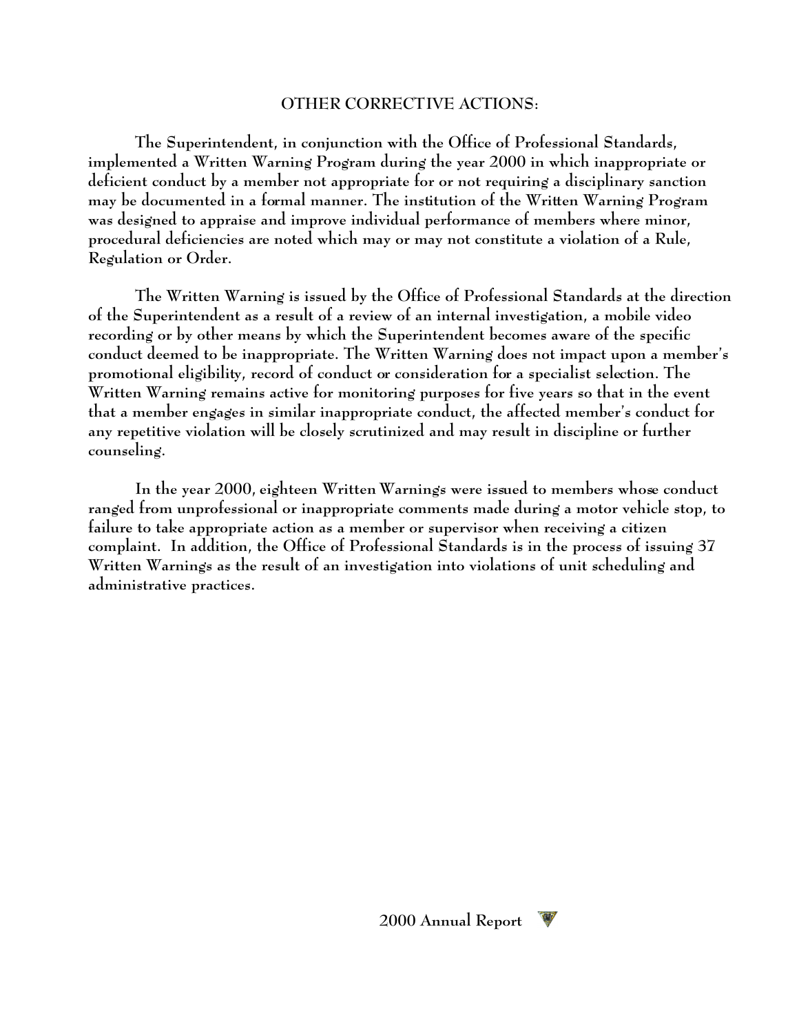## OTHER CORRECTIVE ACTIONS:

The Superintendent, in conjunction with the Office of Professional Standards, implemented a Written Warning Program during the year 2000 in which inappropriate or deficient conduct by a member not appropriate for or not requiring a disciplinary sanction may be documented in a formal manner. The institution of the Written Warning Program was designed to appraise and improve individual performance of members where minor, procedural deficiencies are noted which may or may not constitute a violation of a Rule, Regulation or Order.

The Written Warning is issued by the Office of Professional Standards at the direction of the Superintendent as a result of a review of an internal investigation, a mobile video recording or by other means by which the Superintendent becomes aware of the specific conduct deemed to be inappropriate. The Written Warning does not impact upon a member's promotional eligibility, record of conduct or consideration for a specialist selection. The Written Warning remains active for monitoring purposes for five years so that in the event that a member engages in similar inappropriate conduct, the affected member's conduct for any repetitive violation will be closely scrutinized and may result in discipline or further counseling.

In the year 2000, eighteen Written Warnings were issued to members whose conduct ranged from unprofessional or inappropriate comments made during a motor vehicle stop, to failure to take appropriate action as a member or supervisor when receiving a citizen complaint. In addition, the Office of Professional Standards is in the process of issuing 37 Written Warnings as the result of an investigation into violations of unit scheduling and administrative practices.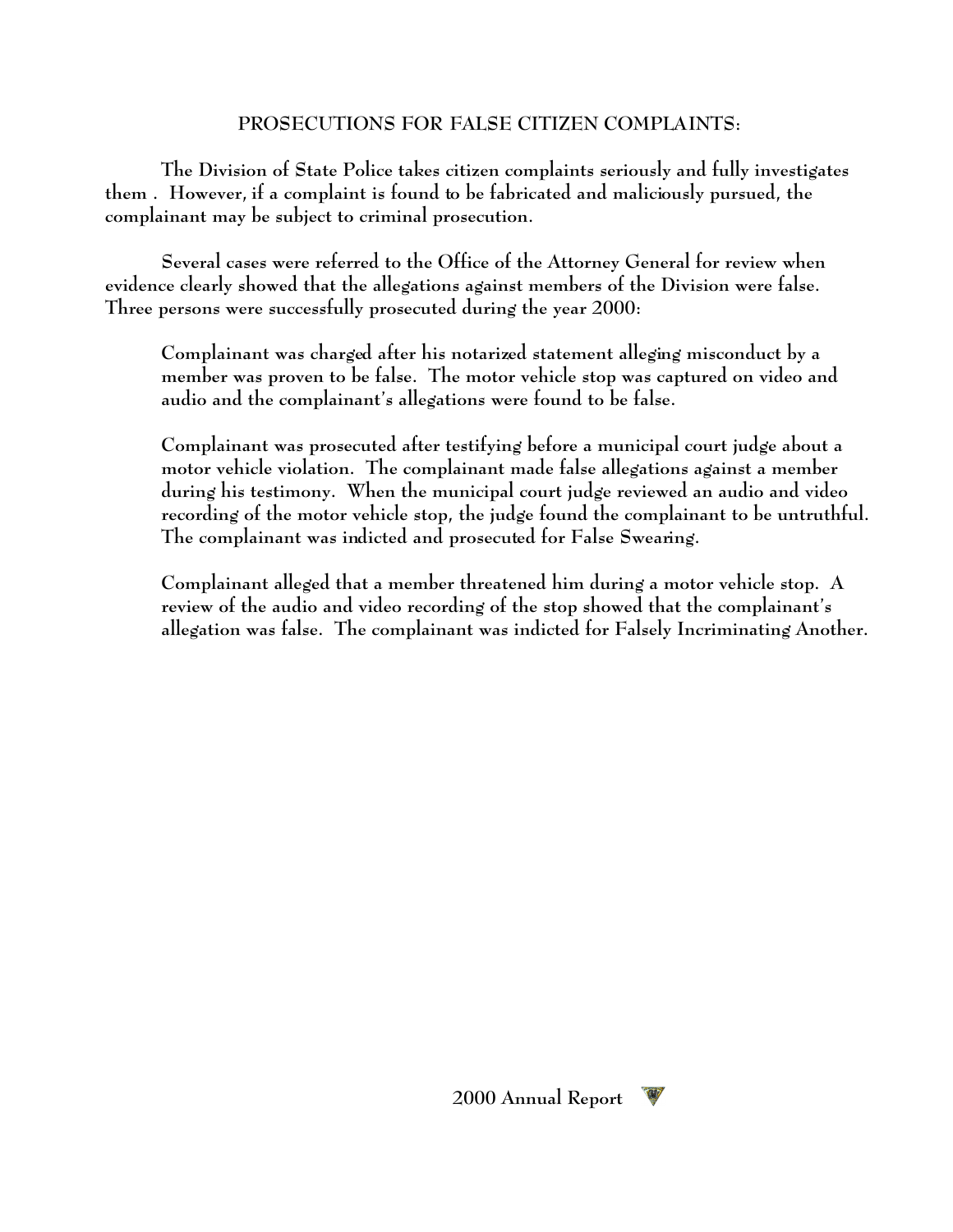## PROSECUTIONS FOR FALSE CITIZEN COMPLAINTS:

The Division of State Police takes citizen complaints seriously and fully investigates them . However, if a complaint is found to be fabricated and maliciously pursued, the complainant may be subject to criminal prosecution.

Several cases were referred to the Office of the Attorney General for review when evidence clearly showed that the allegations against members of the Division were false. Three persons were successfully prosecuted during the year 2000:

> Complainant was charged after his notarized statement alleging misconduct by a member was proven to be false. The motor vehicle stop was captured on video and audio and the complainant's allegations were found to be false.
>
> Complainant was prosecuted after testifying before a municipal court judge about a motor vehicle violation. The complainant made false allegations against a member during his testimony. When the municipal court judge reviewed an audio and video recording of the motor vehicle stop, the judge found the complainant to be untruthful. The complainant was indicted and prosecuted for False Swearing.
>
> Complainant alleged that a member threatened him during a motor vehicle stop. A review of the audio and video recording of the stop showed that the complainant's allegation was false. The complainant was indicted for Falsely Incriminating Another.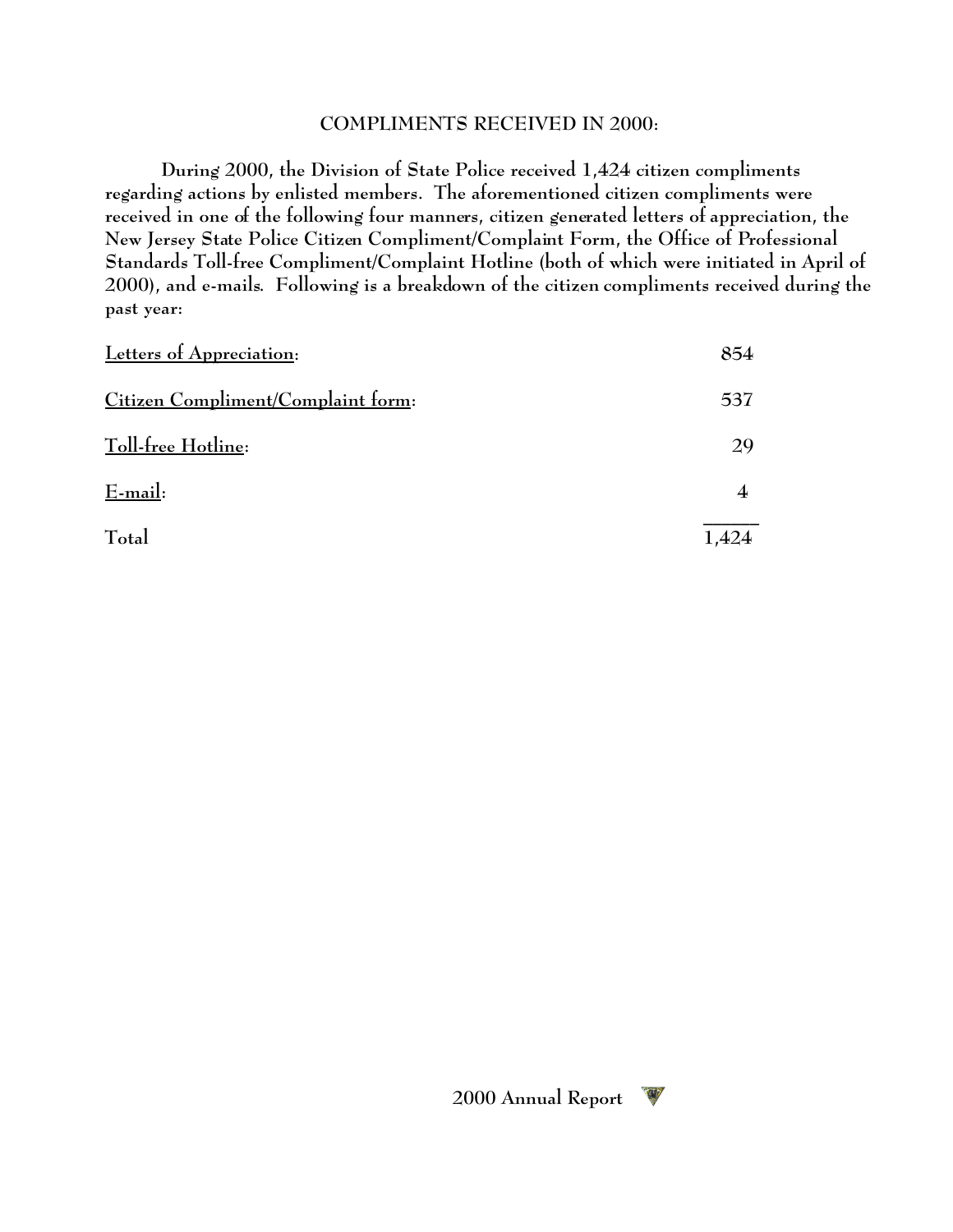## COMPLIMENTS RECEIVED IN 2000:

During 2000, the Division of State Police received 1,424 citizen compliments regarding actions by enlisted members. The aforementioned citizen compliments were received in one of the following four manners, citizen generated letters of appreciation, the New Jersey State Police Citizen Compliment/Complaint Form, the Office of Professional Standards Toll-free Compliment/Complaint Hotline (both of which were initiated in April of 2000), and e-mails. Following is a breakdown of the citizen compliments received during the past year:

| | |
|---|---|
| Letters of Appreciation: | 854 |
| Citizen Compliment/Complaint form: | 537 |
| Toll-free Hotline: | 29 |
| E-mail: | 4 |
| Total | 1,424 |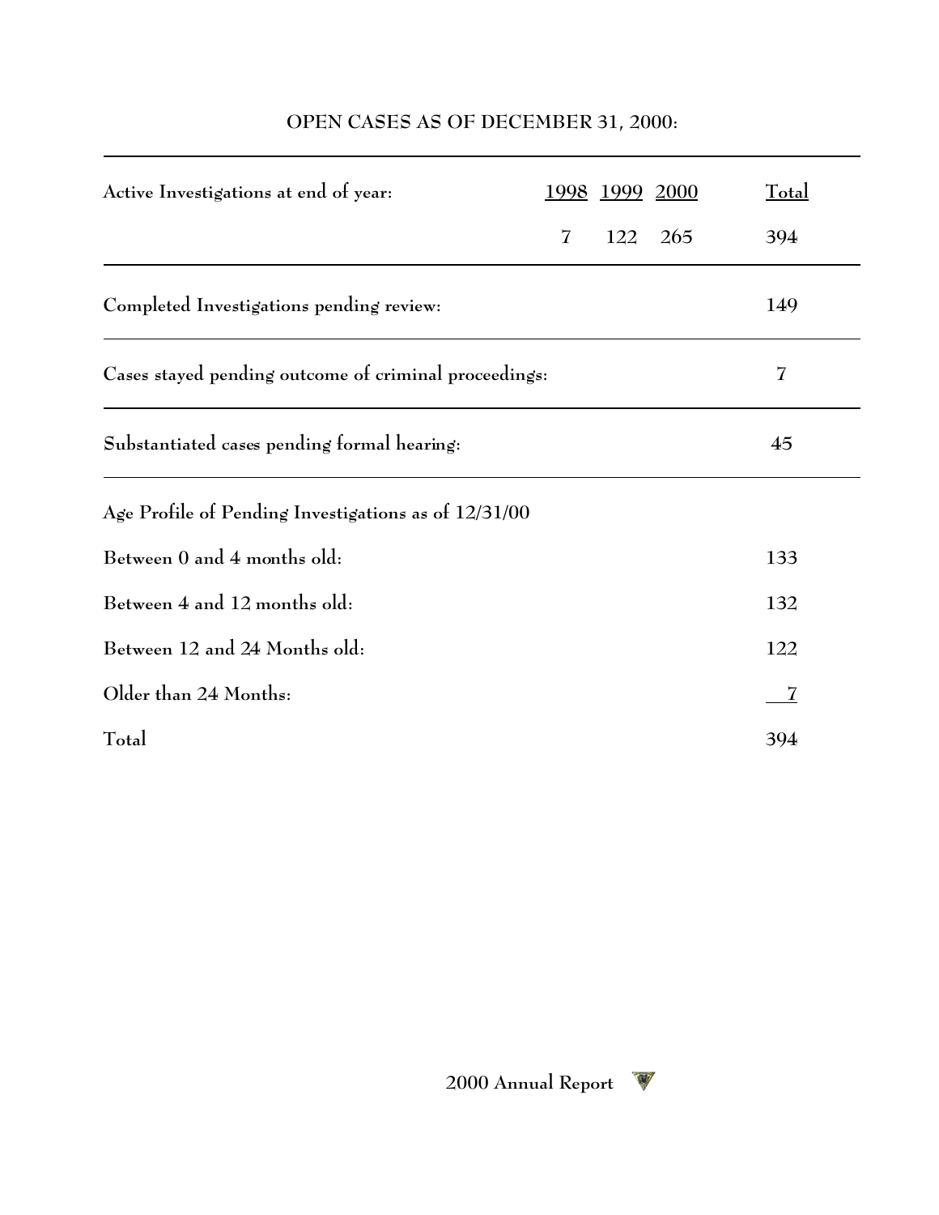## OPEN CASES AS OF DECEMBER 31, 2000:

| Active Investigations at end of year: | 1998 | 1999 | 2000 | Total |
|---|---|---|---|---|
| | 7 | 122 | 265 | 394 |

| | |
|---|---|
| Completed Investigations pending review: | 149 |
| Cases stayed pending outcome of criminal proceedings: | 7 |
| Substantiated cases pending formal hearing: | 45 |

| Age Profile of Pending Investigations as of 12/31/00 | |
|---|---|
| Between 0 and 4 months old: | 133 |
| Between 4 and 12 months old: | 132 |
| Between 12 and 24 Months old: | 122 |
| Older than 24 Months: | 7 |
| Total | 394 |